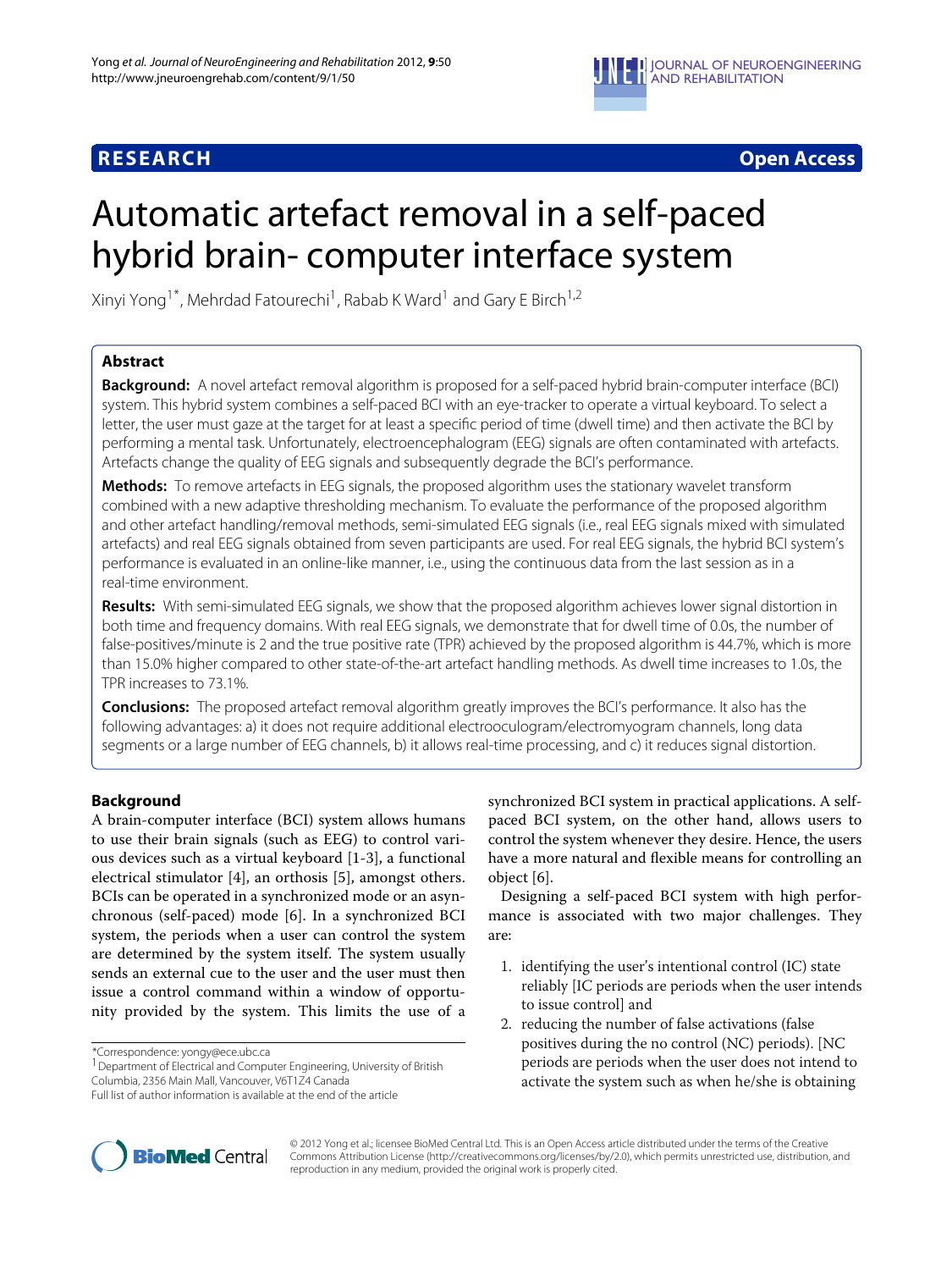**RESEARCH** **Open Access**

# Automatic artefact removal in a self-paced hybrid brain- computer interface system

Xinyi Yong[1*], Mehrdad Fatourechi[1], Rabab K Ward[1] and Gary E Birch[1,2]

## Abstract

**Background:** A novel artefact removal algorithm is proposed for a self-paced hybrid brain-computer interface (BCI) system. This hybrid system combines a self-paced BCI with an eye-tracker to operate a virtual keyboard. To select a letter, the user must gaze at the target for at least a specific period of time (dwell time) and then activate the BCI by performing a mental task. Unfortunately, electroencephalogram (EEG) signals are often contaminated with artefacts. Artefacts change the quality of EEG signals and subsequently degrade the BCI's performance.

**Methods:** To remove artefacts in EEG signals, the proposed algorithm uses the stationary wavelet transform combined with a new adaptive thresholding mechanism. To evaluate the performance of the proposed algorithm and other artefact handling/removal methods, semi-simulated EEG signals (i.e., real EEG signals mixed with simulated artefacts) and real EEG signals obtained from seven participants are used. For real EEG signals, the hybrid BCI system's performance is evaluated in an online-like manner, i.e., using the continuous data from the last session as in a real-time environment.

**Results:** With semi-simulated EEG signals, we show that the proposed algorithm achieves lower signal distortion in both time and frequency domains. With real EEG signals, we demonstrate that for dwell time of 0.0s, the number of false-positives/minute is 2 and the true positive rate (TPR) achieved by the proposed algorithm is 44.7%, which is more than 15.0% higher compared to other state-of-the-art artefact handling methods. As dwell time increases to 1.0s, the TPR increases to 73.1%.

**Conclusions:** The proposed artefact removal algorithm greatly improves the BCI's performance. It also has the following advantages: a) it does not require additional electrooculogram/electromyogram channels, long data segments or a large number of EEG channels, b) it allows real-time processing, and c) it reduces signal distortion.

## Background

A brain-computer interface (BCI) system allows humans to use their brain signals (such as EEG) to control various devices such as a virtual keyboard [1-3], a functional electrical stimulator [4], an orthosis [5], amongst others. BCIs can be operated in a synchronized mode or an asynchronous (self-paced) mode [6]. In a synchronized BCI system, the periods when a user can control the system are determined by the system itself. The system usually sends an external cue to the user and the user must then issue a control command within a window of opportunity provided by the system. This limits the use of a synchronized BCI system in practical applications. A self-paced BCI system, on the other hand, allows users to control the system whenever they desire. Hence, the users have a more natural and flexible means for controlling an object [6].

Designing a self-paced BCI system with high performance is associated with two major challenges. They are:

1. identifying the user's intentional control (IC) state reliably [IC periods are periods when the user intends to issue control] and
2. reducing the number of false activations (false positives during the no control (NC) periods). [NC periods are periods when the user does not intend to activate the system such as when he/she is obtaining

*Correspondence: yongy@ece.ubc.ca
[1] Department of Electrical and Computer Engineering, University of British Columbia, 2356 Main Mall, Vancouver, V6T1Z4 Canada
Full list of author information is available at the end of the article

© 2012 Yong et al.; licensee BioMed Central Ltd. This is an Open Access article distributed under the terms of the Creative Commons Attribution License (http://creativecommons.org/licenses/by/2.0), which permits unrestricted use, distribution, and reproduction in any medium, provided the original work is properly cited.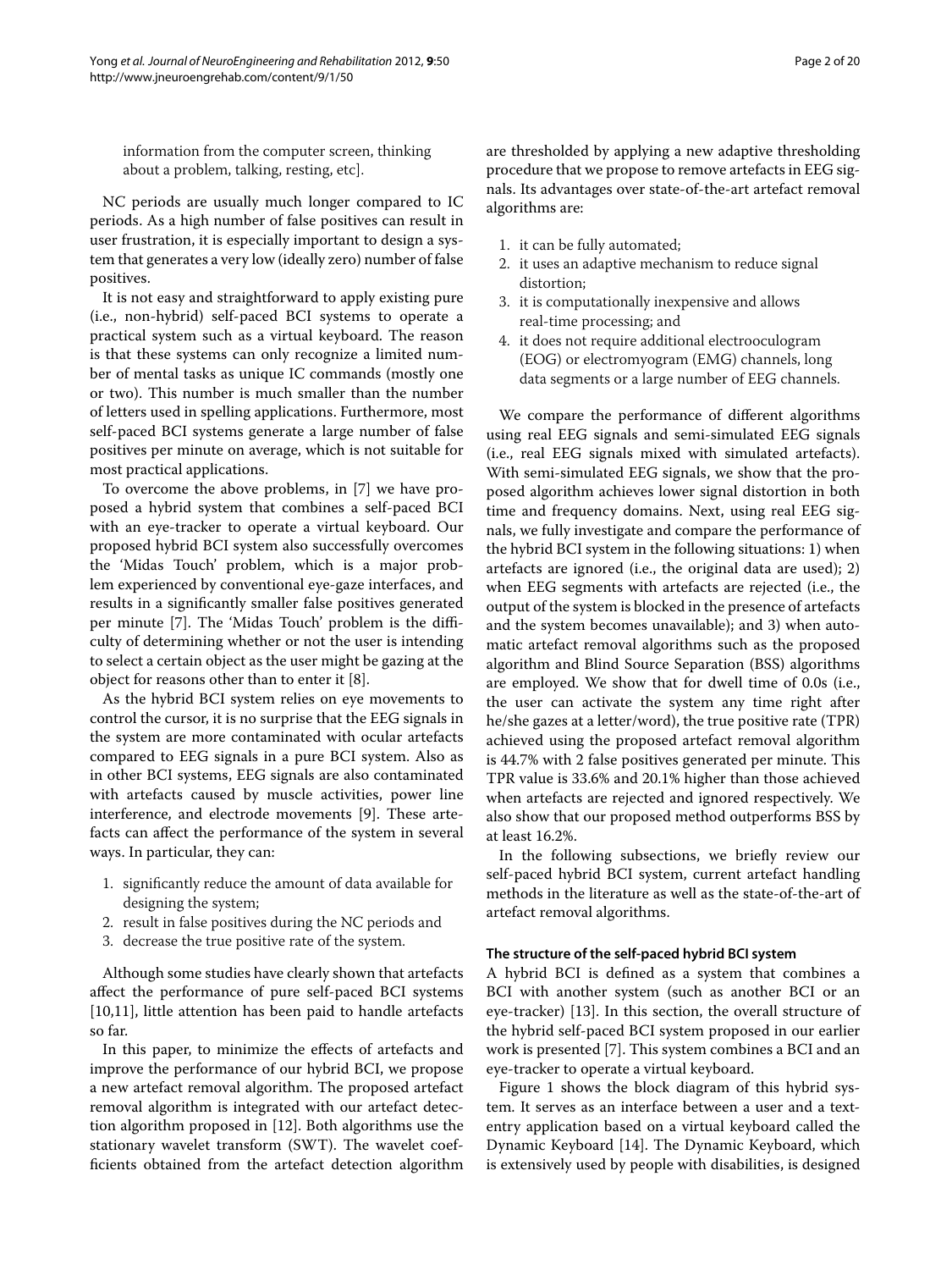information from the computer screen, thinking about a problem, talking, resting, etc].

NC periods are usually much longer compared to IC periods. As a high number of false positives can result in user frustration, it is especially important to design a system that generates a very low (ideally zero) number of false positives.

It is not easy and straightforward to apply existing pure (i.e., non-hybrid) self-paced BCI systems to operate a practical system such as a virtual keyboard. The reason is that these systems can only recognize a limited number of mental tasks as unique IC commands (mostly one or two). This number is much smaller than the number of letters used in spelling applications. Furthermore, most self-paced BCI systems generate a large number of false positives per minute on average, which is not suitable for most practical applications.

To overcome the above problems, in [7] we have proposed a hybrid system that combines a self-paced BCI with an eye-tracker to operate a virtual keyboard. Our proposed hybrid BCI system also successfully overcomes the 'Midas Touch' problem, which is a major problem experienced by conventional eye-gaze interfaces, and results in a significantly smaller false positives generated per minute [7]. The 'Midas Touch' problem is the difficulty of determining whether or not the user is intending to select a certain object as the user might be gazing at the object for reasons other than to enter it [8].

As the hybrid BCI system relies on eye movements to control the cursor, it is no surprise that the EEG signals in the system are more contaminated with ocular artefacts compared to EEG signals in a pure BCI system. Also as in other BCI systems, EEG signals are also contaminated with artefacts caused by muscle activities, power line interference, and electrode movements [9]. These artefacts can affect the performance of the system in several ways. In particular, they can:

1. significantly reduce the amount of data available for designing the system;
2. result in false positives during the NC periods and
3. decrease the true positive rate of the system.

Although some studies have clearly shown that artefacts affect the performance of pure self-paced BCI systems [10,11], little attention has been paid to handle artefacts so far.

In this paper, to minimize the effects of artefacts and improve the performance of our hybrid BCI, we propose a new artefact removal algorithm. The proposed artefact removal algorithm is integrated with our artefact detection algorithm proposed in [12]. Both algorithms use the stationary wavelet transform (SWT). The wavelet coefficients obtained from the artefact detection algorithm are thresholded by applying a new adaptive thresholding procedure that we propose to remove artefacts in EEG signals. Its advantages over state-of-the-art artefact removal algorithms are:

1. it can be fully automated;
2. it uses an adaptive mechanism to reduce signal distortion;
3. it is computationally inexpensive and allows real-time processing; and
4. it does not require additional electrooculogram (EOG) or electromyogram (EMG) channels, long data segments or a large number of EEG channels.

We compare the performance of different algorithms using real EEG signals and semi-simulated EEG signals (i.e., real EEG signals mixed with simulated artefacts). With semi-simulated EEG signals, we show that the proposed algorithm achieves lower signal distortion in both time and frequency domains. Next, using real EEG signals, we fully investigate and compare the performance of the hybrid BCI system in the following situations: 1) when artefacts are ignored (i.e., the original data are used); 2) when EEG segments with artefacts are rejected (i.e., the output of the system is blocked in the presence of artefacts and the system becomes unavailable); and 3) when automatic artefact removal algorithms such as the proposed algorithm and Blind Source Separation (BSS) algorithms are employed. We show that for dwell time of 0.0s (i.e., the user can activate the system any time right after he/she gazes at a letter/word), the true positive rate (TPR) achieved using the proposed artefact removal algorithm is 44.7% with 2 false positives generated per minute. This TPR value is 33.6% and 20.1% higher than those achieved when artefacts are rejected and ignored respectively. We also show that our proposed method outperforms BSS by at least 16.2%.

In the following subsections, we briefly review our self-paced hybrid BCI system, current artefact handling methods in the literature as well as the state-of-the-art of artefact removal algorithms.

### The structure of the self-paced hybrid BCI system

A hybrid BCI is defined as a system that combines a BCI with another system (such as another BCI or an eye-tracker) [13]. In this section, the overall structure of the hybrid self-paced BCI system proposed in our earlier work is presented [7]. This system combines a BCI and an eye-tracker to operate a virtual keyboard.

Figure 1 shows the block diagram of this hybrid system. It serves as an interface between a user and a text-entry application based on a virtual keyboard called the Dynamic Keyboard [14]. The Dynamic Keyboard, which is extensively used by people with disabilities, is designed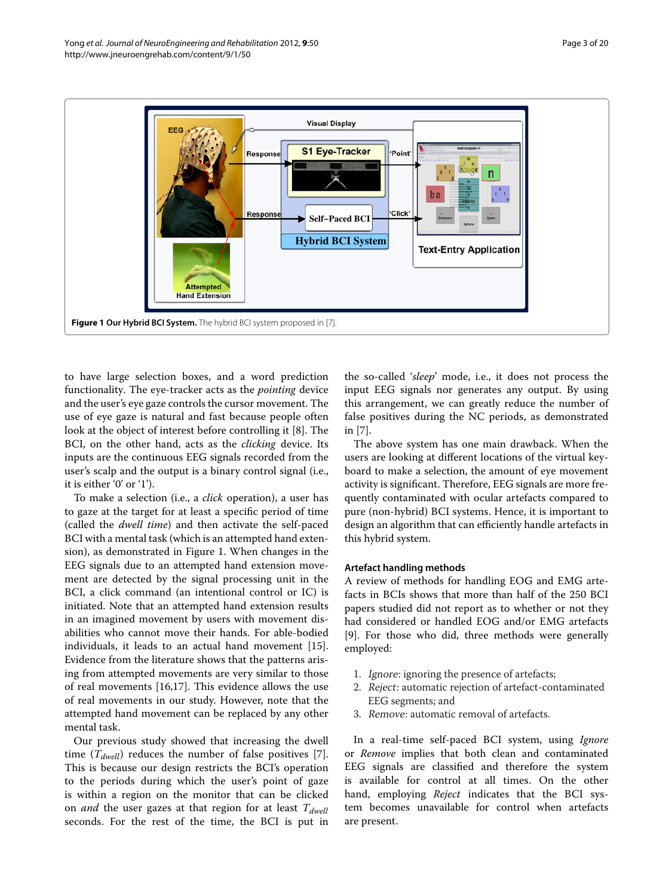**Figure 1 Our Hybrid BCI System.** The hybrid BCI system proposed in [7].

to have large selection boxes, and a word prediction functionality. The eye-tracker acts as the *pointing* device and the user's eye gaze controls the cursor movement. The use of eye gaze is natural and fast because people often look at the object of interest before controlling it [8]. The BCI, on the other hand, acts as the *clicking* device. Its inputs are the continuous EEG signals recorded from the user's scalp and the output is a binary control signal (i.e., it is either '0' or '1').

To make a selection (i.e., a *click* operation), a user has to gaze at the target for at least a specific period of time (called the *dwell time*) and then activate the self-paced BCI with a mental task (which is an attempted hand extension), as demonstrated in Figure 1. When changes in the EEG signals due to an attempted hand extension movement are detected by the signal processing unit in the BCI, a click command (an intentional control or IC) is initiated. Note that an attempted hand extension results in an imagined movement by users with movement disabilities who cannot move their hands. For able-bodied individuals, it leads to an actual hand movement [15]. Evidence from the literature shows that the patterns arising from attempted movements are very similar to those of real movements [16,17]. This evidence allows the use of real movements in our study. However, note that the attempted hand movement can be replaced by any other mental task.

Our previous study showed that increasing the dwell time ($T_{dwell}$) reduces the number of false positives [7]. This is because our design restricts the BCI's operation to the periods during which the user's point of gaze is within a region on the monitor that can be clicked on *and* the user gazes at that region for at least $T_{dwell}$ seconds. For the rest of the time, the BCI is put in the so-called '*sleep*' mode, i.e., it does not process the input EEG signals nor generates any output. By using this arrangement, we can greatly reduce the number of false positives during the NC periods, as demonstrated in [7].

The above system has one main drawback. When the users are looking at different locations of the virtual keyboard to make a selection, the amount of eye movement activity is significant. Therefore, EEG signals are more frequently contaminated with ocular artefacts compared to pure (non-hybrid) BCI systems. Hence, it is important to design an algorithm that can efficiently handle artefacts in this hybrid system.

### Artefact handling methods

A review of methods for handling EOG and EMG artefacts in BCIs shows that more than half of the 250 BCI papers studied did not report as to whether or not they had considered or handled EOG and/or EMG artefacts [9]. For those who did, three methods were generally employed:

1. *Ignore*: ignoring the presence of artefacts;
2. *Reject*: automatic rejection of artefact-contaminated EEG segments; and
3. *Remove*: automatic removal of artefacts.

In a real-time self-paced BCI system, using *Ignore* or *Remove* implies that both clean and contaminated EEG signals are classified and therefore the system is available for control at all times. On the other hand, employing *Reject* indicates that the BCI system becomes unavailable for control when artefacts are present.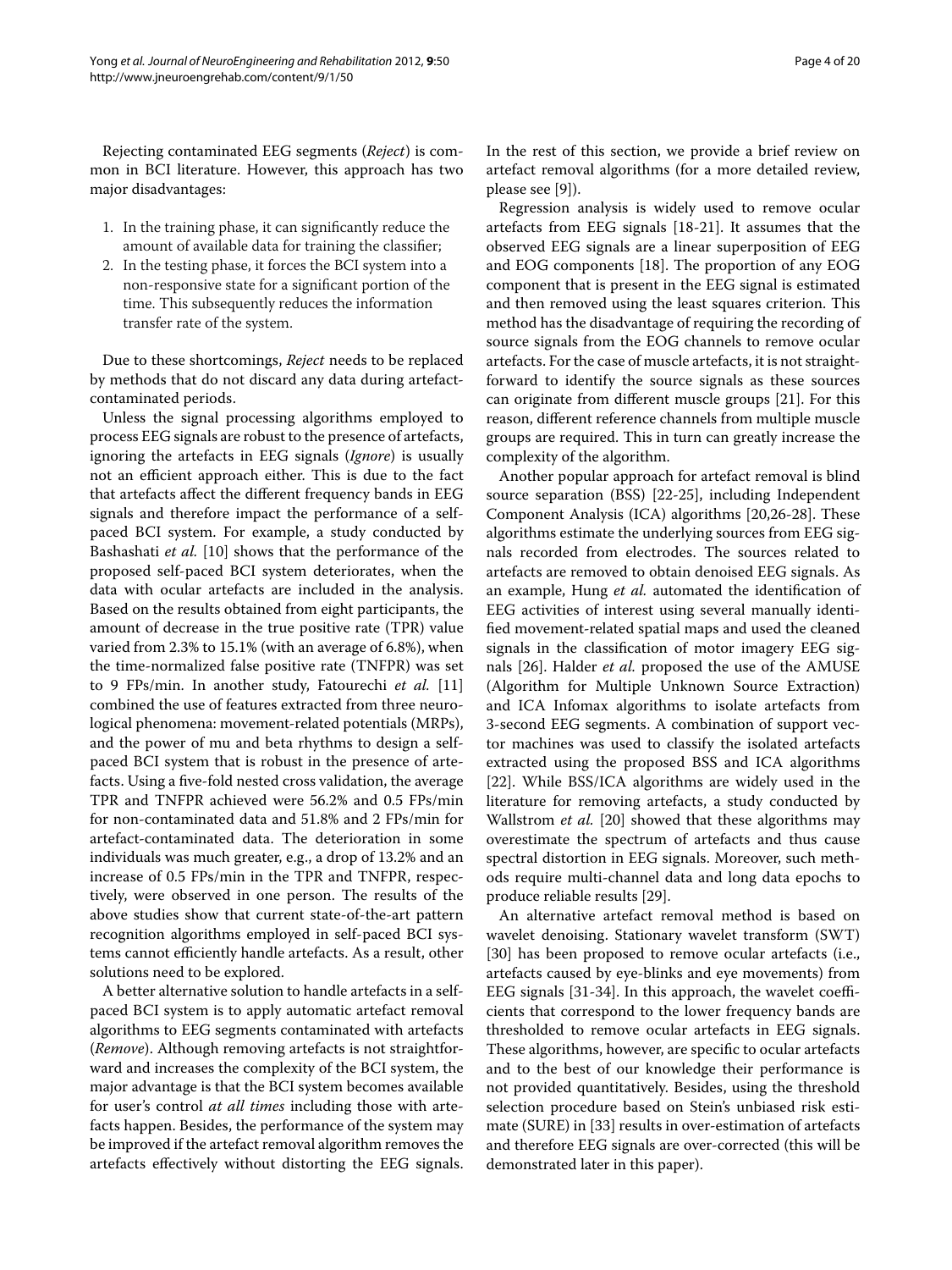Rejecting contaminated EEG segments (*Reject*) is common in BCI literature. However, this approach has two major disadvantages:

1. In the training phase, it can significantly reduce the amount of available data for training the classifier;
2. In the testing phase, it forces the BCI system into a non-responsive state for a significant portion of the time. This subsequently reduces the information transfer rate of the system.

Due to these shortcomings, *Reject* needs to be replaced by methods that do not discard any data during artefact-contaminated periods.

Unless the signal processing algorithms employed to process EEG signals are robust to the presence of artefacts, ignoring the artefacts in EEG signals (*Ignore*) is usually not an efficient approach either. This is due to the fact that artefacts affect the different frequency bands in EEG signals and therefore impact the performance of a self-paced BCI system. For example, a study conducted by Bashashati *et al.* [10] shows that the performance of the proposed self-paced BCI system deteriorates, when the data with ocular artefacts are included in the analysis. Based on the results obtained from eight participants, the amount of decrease in the true positive rate (TPR) value varied from 2.3% to 15.1% (with an average of 6.8%), when the time-normalized false positive rate (TNFPR) was set to 9 FPs/min. In another study, Fatourechi *et al.* [11] combined the use of features extracted from three neurological phenomena: movement-related potentials (MRPs), and the power of mu and beta rhythms to design a self-paced BCI system that is robust in the presence of artefacts. Using a five-fold nested cross validation, the average TPR and TNFPR achieved were 56.2% and 0.5 FPs/min for non-contaminated data and 51.8% and 2 FPs/min for artefact-contaminated data. The deterioration in some individuals was much greater, e.g., a drop of 13.2% and an increase of 0.5 FPs/min in the TPR and TNFPR, respectively, were observed in one person. The results of the above studies show that current state-of-the-art pattern recognition algorithms employed in self-paced BCI systems cannot efficiently handle artefacts. As a result, other solutions need to be explored.

A better alternative solution to handle artefacts in a self-paced BCI system is to apply automatic artefact removal algorithms to EEG segments contaminated with artefacts (*Remove*). Although removing artefacts is not straightforward and increases the complexity of the BCI system, the major advantage is that the BCI system becomes available for user's control *at all times* including those with artefacts happen. Besides, the performance of the system may be improved if the artefact removal algorithm removes the artefacts effectively without distorting the EEG signals. In the rest of this section, we provide a brief review on artefact removal algorithms (for a more detailed review, please see [9]).

Regression analysis is widely used to remove ocular artefacts from EEG signals [18-21]. It assumes that the observed EEG signals are a linear superposition of EEG and EOG components [18]. The proportion of any EOG component that is present in the EEG signal is estimated and then removed using the least squares criterion. This method has the disadvantage of requiring the recording of source signals from the EOG channels to remove ocular artefacts. For the case of muscle artefacts, it is not straightforward to identify the source signals as these sources can originate from different muscle groups [21]. For this reason, different reference channels from multiple muscle groups are required. This in turn can greatly increase the complexity of the algorithm.

Another popular approach for artefact removal is blind source separation (BSS) [22-25], including Independent Component Analysis (ICA) algorithms [20,26-28]. These algorithms estimate the underlying sources from EEG signals recorded from electrodes. The sources related to artefacts are removed to obtain denoised EEG signals. As an example, Hung *et al.* automated the identification of EEG activities of interest using several manually identified movement-related spatial maps and used the cleaned signals in the classification of motor imagery EEG signals [26]. Halder *et al.* proposed the use of the AMUSE (Algorithm for Multiple Unknown Source Extraction) and ICA Infomax algorithms to isolate artefacts from 3-second EEG segments. A combination of support vector machines was used to classify the isolated artefacts extracted using the proposed BSS and ICA algorithms [22]. While BSS/ICA algorithms are widely used in the literature for removing artefacts, a study conducted by Wallstrom *et al.* [20] showed that these algorithms may overestimate the spectrum of artefacts and thus cause spectral distortion in EEG signals. Moreover, such methods require multi-channel data and long data epochs to produce reliable results [29].

An alternative artefact removal method is based on wavelet denoising. Stationary wavelet transform (SWT) [30] has been proposed to remove ocular artefacts (i.e., artefacts caused by eye-blinks and eye movements) from EEG signals [31-34]. In this approach, the wavelet coefficients that correspond to the lower frequency bands are thresholded to remove ocular artefacts in EEG signals. These algorithms, however, are specific to ocular artefacts and to the best of our knowledge their performance is not provided quantitatively. Besides, using the threshold selection procedure based on Stein's unbiased risk estimate (SURE) in [33] results in over-estimation of artefacts and therefore EEG signals are over-corrected (this will be demonstrated later in this paper).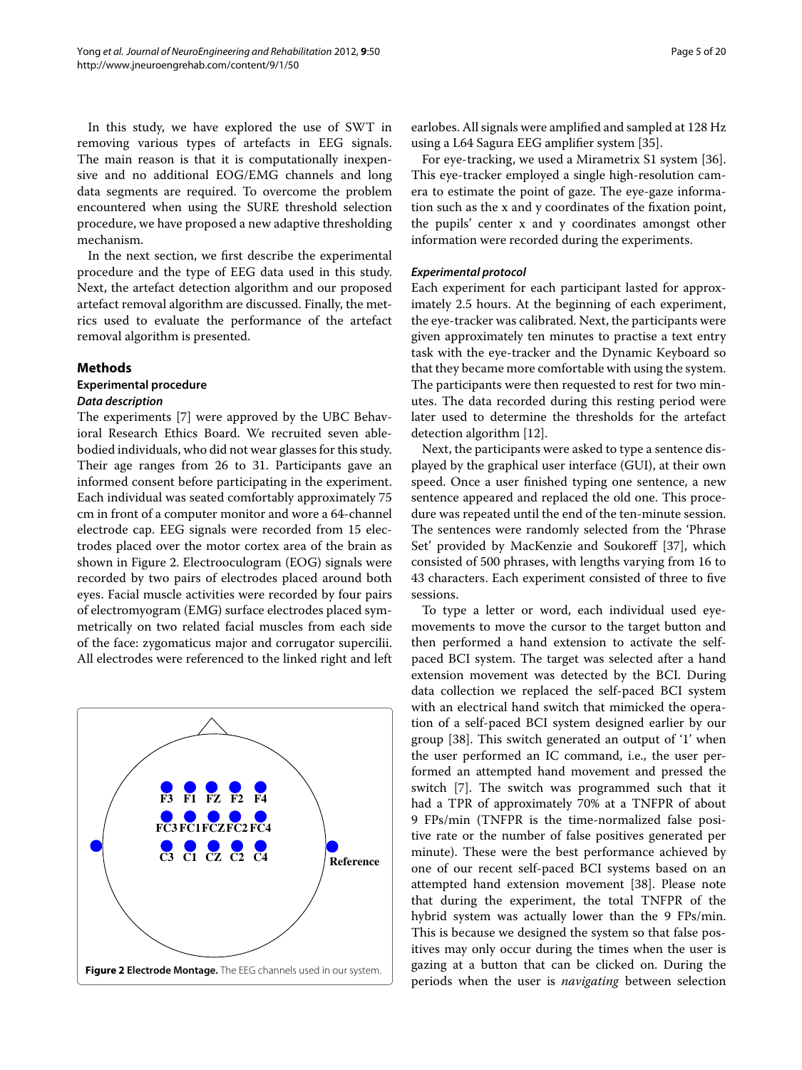In this study, we have explored the use of SWT in removing various types of artefacts in EEG signals. The main reason is that it is computationally inexpensive and no additional EOG/EMG channels and long data segments are required. To overcome the problem encountered when using the SURE threshold selection procedure, we have proposed a new adaptive thresholding mechanism.

In the next section, we first describe the experimental procedure and the type of EEG data used in this study. Next, the artefact detection algorithm and our proposed artefact removal algorithm are discussed. Finally, the metrics used to evaluate the performance of the artefact removal algorithm is presented.

## Methods

### Experimental procedure

#### *Data description*

The experiments [7] were approved by the UBC Behavioral Research Ethics Board. We recruited seven able-bodied individuals, who did not wear glasses for this study. Their age ranges from 26 to 31. Participants gave an informed consent before participating in the experiment. Each individual was seated comfortably approximately 75 cm in front of a computer monitor and wore a 64-channel electrode cap. EEG signals were recorded from 15 electrodes placed over the motor cortex area of the brain as shown in Figure 2. Electrooculogram (EOG) signals were recorded by two pairs of electrodes placed around both eyes. Facial muscle activities were recorded by four pairs of electromyogram (EMG) surface electrodes placed symmetrically on two related facial muscles from each side of the face: zygomaticus major and corrugator supercilii. All electrodes were referenced to the linked right and left earlobes. All signals were amplified and sampled at 128 Hz using a L64 Sagura EEG amplifier system [35].

**Figure 2 Electrode Montage.** The EEG channels used in our system.

For eye-tracking, we used a Mirametrix S1 system [36]. This eye-tracker employed a single high-resolution camera to estimate the point of gaze. The eye-gaze information such as the x and y coordinates of the fixation point, the pupils' center x and y coordinates amongst other information were recorded during the experiments.

#### *Experimental protocol*

Each experiment for each participant lasted for approximately 2.5 hours. At the beginning of each experiment, the eye-tracker was calibrated. Next, the participants were given approximately ten minutes to practise a text entry task with the eye-tracker and the Dynamic Keyboard so that they became more comfortable with using the system. The participants were then requested to rest for two minutes. The data recorded during this resting period were later used to determine the thresholds for the artefact detection algorithm [12].

Next, the participants were asked to type a sentence displayed by the graphical user interface (GUI), at their own speed. Once a user finished typing one sentence, a new sentence appeared and replaced the old one. This procedure was repeated until the end of the ten-minute session. The sentences were randomly selected from the 'Phrase Set' provided by MacKenzie and Soukoreff [37], which consisted of 500 phrases, with lengths varying from 16 to 43 characters. Each experiment consisted of three to five sessions.

To type a letter or word, each individual used eye-movements to move the cursor to the target button and then performed a hand extension to activate the self-paced BCI system. The target was selected after a hand extension movement was detected by the BCI. During data collection we replaced the self-paced BCI system with an electrical hand switch that mimicked the operation of a self-paced BCI system designed earlier by our group [38]. This switch generated an output of '1' when the user performed an IC command, i.e., the user performed an attempted hand movement and pressed the switch [7]. The switch was programmed such that it had a TPR of approximately 70% at a TNFPR of about 9 FPs/min (TNFPR is the time-normalized false positive rate or the number of false positives generated per minute). These were the best performance achieved by one of our recent self-paced BCI systems based on an attempted hand extension movement [38]. Please note that during the experiment, the total TNFPR of the hybrid system was actually lower than the 9 FPs/min. This is because we designed the system so that false positives may only occur during the times when the user is gazing at a button that can be clicked on. During the periods when the user is *navigating* between selection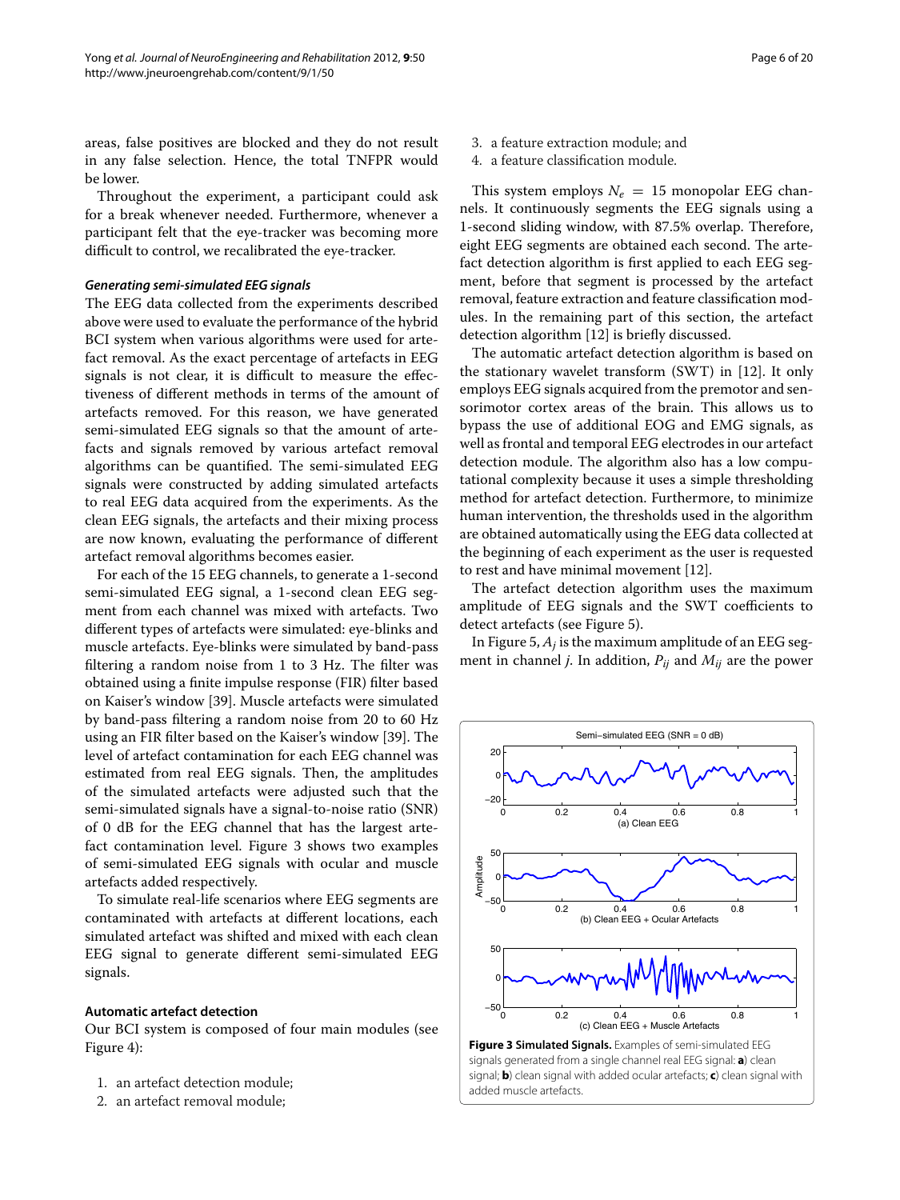areas, false positives are blocked and they do not result in any false selection. Hence, the total TNFPR would be lower.

Throughout the experiment, a participant could ask for a break whenever needed. Furthermore, whenever a participant felt that the eye-tracker was becoming more difficult to control, we recalibrated the eye-tracker.

### *Generating semi-simulated EEG signals*

The EEG data collected from the experiments described above were used to evaluate the performance of the hybrid BCI system when various algorithms were used for artefact removal. As the exact percentage of artefacts in EEG signals is not clear, it is difficult to measure the effectiveness of different methods in terms of the amount of artefacts removed. For this reason, we have generated semi-simulated EEG signals so that the amount of artefacts and signals removed by various artefact removal algorithms can be quantified. The semi-simulated EEG signals were constructed by adding simulated artefacts to real EEG data acquired from the experiments. As the clean EEG signals, the artefacts and their mixing process are now known, evaluating the performance of different artefact removal algorithms becomes easier.

For each of the 15 EEG channels, to generate a 1-second semi-simulated EEG signal, a 1-second clean EEG segment from each channel was mixed with artefacts. Two different types of artefacts were simulated: eye-blinks and muscle artefacts. Eye-blinks were simulated by band-pass filtering a random noise from 1 to 3 Hz. The filter was obtained using a finite impulse response (FIR) filter based on Kaiser's window [39]. Muscle artefacts were simulated by band-pass filtering a random noise from 20 to 60 Hz using an FIR filter based on the Kaiser's window [39]. The level of artefact contamination for each EEG channel was estimated from real EEG signals. Then, the amplitudes of the simulated artefacts were adjusted such that the semi-simulated signals have a signal-to-noise ratio (SNR) of 0 dB for the EEG channel that has the largest artefact contamination level. Figure 3 shows two examples of semi-simulated EEG signals with ocular and muscle artefacts added respectively.

To simulate real-life scenarios where EEG segments are contaminated with artefacts at different locations, each simulated artefact was shifted and mixed with each clean EEG signal to generate different semi-simulated EEG signals.

### Automatic artefact detection

Our BCI system is composed of four main modules (see Figure 4):

1. an artefact detection module;
2. an artefact removal module;
3. a feature extraction module; and
4. a feature classification module.

This system employs $N_e = 15$ monopolar EEG channels. It continuously segments the EEG signals using a 1-second sliding window, with 87.5% overlap. Therefore, eight EEG segments are obtained each second. The artefact detection algorithm is first applied to each EEG segment, before that segment is processed by the artefact removal, feature extraction and feature classification modules. In the remaining part of this section, the artefact detection algorithm [12] is briefly discussed.

The automatic artefact detection algorithm is based on the stationary wavelet transform (SWT) in [12]. It only employs EEG signals acquired from the premotor and sensorimotor cortex areas of the brain. This allows us to bypass the use of additional EOG and EMG signals, as well as frontal and temporal EEG electrodes in our artefact detection module. The algorithm also has a low computational complexity because it uses a simple thresholding method for artefact detection. Furthermore, to minimize human intervention, the thresholds used in the algorithm are obtained automatically using the EEG data collected at the beginning of each experiment as the user is requested to rest and have minimal movement [12].

The artefact detection algorithm uses the maximum amplitude of EEG signals and the SWT coefficients to detect artefacts (see Figure 5).

In Figure 5, $A_j$ is the maximum amplitude of an EEG segment in channel $j$. In addition, $P_{ij}$ and $M_{ij}$ are the power

**Figure 3 Simulated Signals.** Examples of semi-simulated EEG signals generated from a single channel real EEG signal: **a**) clean signal; **b**) clean signal with added ocular artefacts; **c**) clean signal with added muscle artefacts.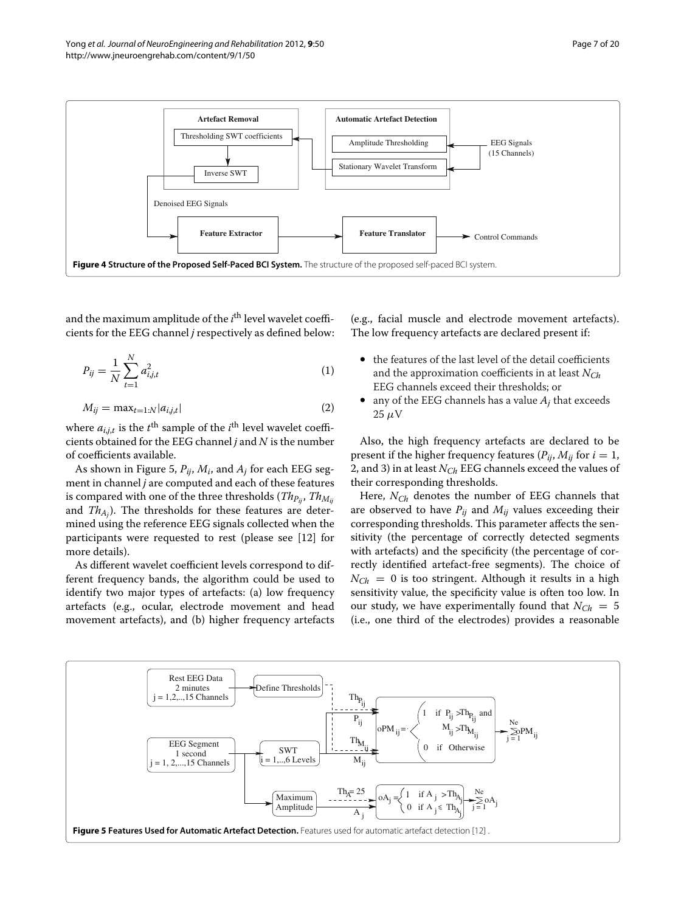Figure 4 Structure of the Proposed Self-Paced BCI System. The structure of the proposed self-paced BCI system.

and the maximum amplitude of the $i^{th}$ level wavelet coefficients for the EEG channel $j$ respectively as defined below:

$$P_{ij} = \frac{1}{N}\sum_{t=1}^{N} a_{i,j,t}^2 \tag{1}$$

$$M_{ij} = \max_{t=1:N}|a_{i,j,t}| \tag{2}$$

where $a_{i,j,t}$ is the $t^{th}$ sample of the $i^{th}$ level wavelet coefficients obtained for the EEG channel $j$ and $N$ is the number of coefficients available.

As shown in Figure 5, $P_{ij}$, $M_i$, and $A_j$ for each EEG segment in channel $j$ are computed and each of these features is compared with one of the three thresholds ($Th_{P_{ij}}$, $Th_{M_{ij}}$ and $Th_{A_j}$). The thresholds for these features are determined using the reference EEG signals collected when the participants were requested to rest (please see [12] for more details).

As different wavelet coefficient levels correspond to different frequency bands, the algorithm could be used to identify two major types of artefacts: (a) low frequency artefacts (e.g., ocular, electrode movement and head movement artefacts), and (b) higher frequency artefacts (e.g., facial muscle and electrode movement artefacts). The low frequency artefacts are declared present if:

- the features of the last level of the detail coefficients and the approximation coefficients in at least $N_{Ch}$ EEG channels exceed their thresholds; or
- any of the EEG channels has a value $A_j$ that exceeds 25 $\mu$V

Also, the high frequency artefacts are declared to be present if the higher frequency features ($P_{ij}$, $M_{ij}$ for $i = 1$, 2, and 3) in at least $N_{Ch}$ EEG channels exceed the values of their corresponding thresholds.

Here, $N_{Ch}$ denotes the number of EEG channels that are observed to have $P_{ij}$ and $M_{ij}$ values exceeding their corresponding thresholds. This parameter affects the sensitivity (the percentage of correctly detected segments with artefacts) and the specificity (the percentage of correctly identified artefact-free segments). The choice of $N_{Ch} = 0$ is too stringent. Although it results in a high sensitivity value, the specificity value is often too low. In our study, we have experimentally found that $N_{Ch} = 5$ (i.e., one third of the electrodes) provides a reasonable

Figure 5 Features Used for Automatic Artefact Detection. Features used for automatic artefact detection [12] .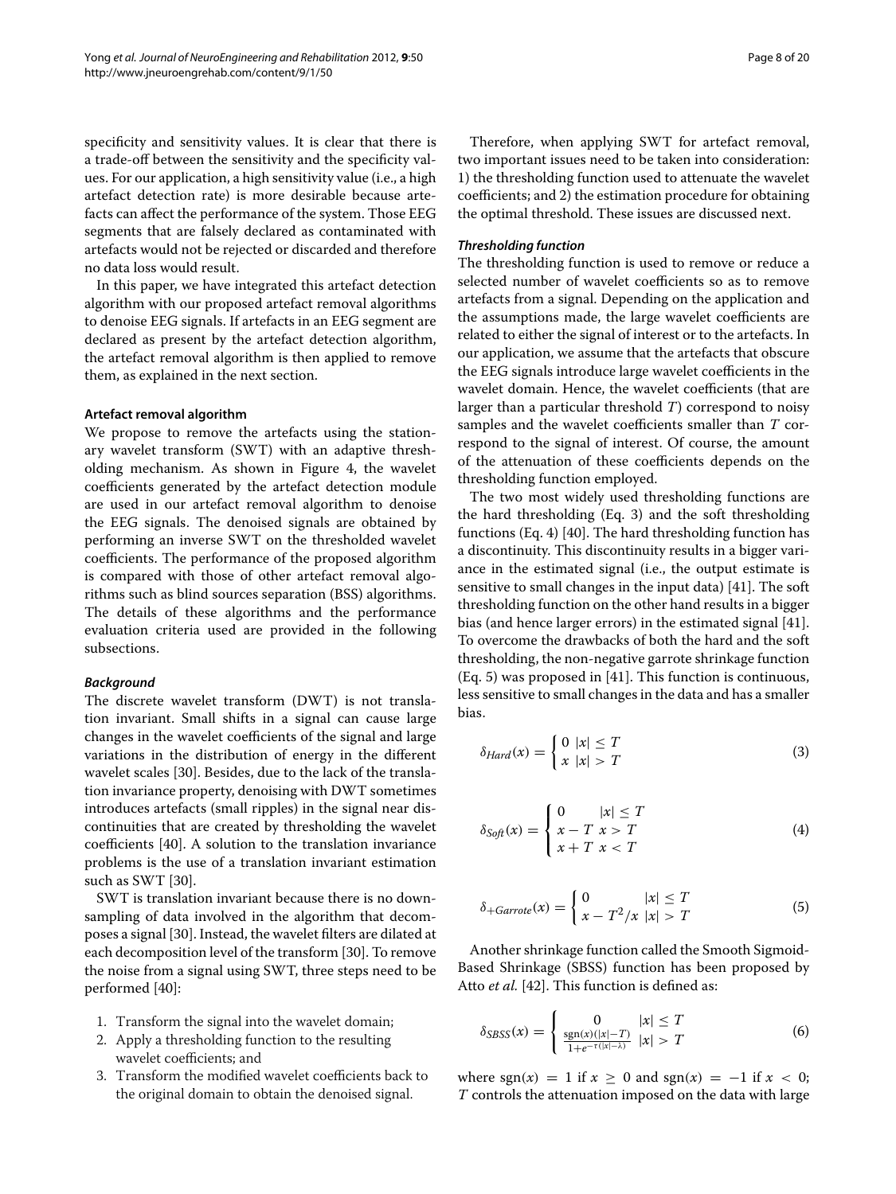specificity and sensitivity values. It is clear that there is a trade-off between the sensitivity and the specificity values. For our application, a high sensitivity value (i.e., a high artefact detection rate) is more desirable because artefacts can affect the performance of the system. Those EEG segments that are falsely declared as contaminated with artefacts would not be rejected or discarded and therefore no data loss would result.

In this paper, we have integrated this artefact detection algorithm with our proposed artefact removal algorithms to denoise EEG signals. If artefacts in an EEG segment are declared as present by the artefact detection algorithm, the artefact removal algorithm is then applied to remove them, as explained in the next section.

### Artefact removal algorithm

We propose to remove the artefacts using the stationary wavelet transform (SWT) with an adaptive thresholding mechanism. As shown in Figure 4, the wavelet coefficients generated by the artefact detection module are used in our artefact removal algorithm to denoise the EEG signals. The denoised signals are obtained by performing an inverse SWT on the thresholded wavelet coefficients. The performance of the proposed algorithm is compared with those of other artefact removal algorithms such as blind sources separation (BSS) algorithms. The details of these algorithms and the performance evaluation criteria used are provided in the following subsections.

#### *Background*

The discrete wavelet transform (DWT) is not translation invariant. Small shifts in a signal can cause large changes in the wavelet coefficients of the signal and large variations in the distribution of energy in the different wavelet scales [30]. Besides, due to the lack of the translation invariance property, denoising with DWT sometimes introduces artefacts (small ripples) in the signal near discontinuities that are created by thresholding the wavelet coefficients [40]. A solution to the translation invariance problems is the use of a translation invariant estimation such as SWT [30].

SWT is translation invariant because there is no downsampling of data involved in the algorithm that decomposes a signal [30]. Instead, the wavelet filters are dilated at each decomposition level of the transform [30]. To remove the noise from a signal using SWT, three steps need to be performed [40]:

1. Transform the signal into the wavelet domain;
2. Apply a thresholding function to the resulting wavelet coefficients; and
3. Transform the modified wavelet coefficients back to the original domain to obtain the denoised signal.

Therefore, when applying SWT for artefact removal, two important issues need to be taken into consideration: 1) the thresholding function used to attenuate the wavelet coefficients; and 2) the estimation procedure for obtaining the optimal threshold. These issues are discussed next.

#### *Thresholding function*

The thresholding function is used to remove or reduce a selected number of wavelet coefficients so as to remove artefacts from a signal. Depending on the application and the assumptions made, the large wavelet coefficients are related to either the signal of interest or to the artefacts. In our application, we assume that the artefacts that obscure the EEG signals introduce large wavelet coefficients in the wavelet domain. Hence, the wavelet coefficients (that are larger than a particular threshold $T$) correspond to noisy samples and the wavelet coefficients smaller than $T$ correspond to the signal of interest. Of course, the amount of the attenuation of these coefficients depends on the thresholding function employed.

The two most widely used thresholding functions are the hard thresholding (Eq. 3) and the soft thresholding functions (Eq. 4) [40]. The hard thresholding function has a discontinuity. This discontinuity results in a bigger variance in the estimated signal (i.e., the output estimate is sensitive to small changes in the input data) [41]. The soft thresholding function on the other hand results in a bigger bias (and hence larger errors) in the estimated signal [41]. To overcome the drawbacks of both the hard and the soft thresholding, the non-negative garrote shrinkage function (Eq. 5) was proposed in [41]. This function is continuous, less sensitive to small changes in the data and has a smaller bias.

$$\delta_{Hard}(x) = \begin{cases} 0 & |x| \leq T \\ x & |x| > T \end{cases} \tag{3}$$

$$\delta_{Soft}(x) = \begin{cases} 0 & |x| \leq T \\ x - T & x > T \\ x + T & x < T \end{cases} \tag{4}$$

$$\delta_{+Garrote}(x) = \begin{cases} 0 & |x| \leq T \\ x - T^2/x & |x| > T \end{cases} \tag{5}$$

Another shrinkage function called the Smooth Sigmoid-Based Shrinkage (SBSS) function has been proposed by Atto *et al.* [42]. This function is defined as:

$$\delta_{SBSS}(x) = \begin{cases} 0 & |x| \leq T \\ \frac{\mathrm{sgn}(x)(|x|-T)}{1+e^{-\tau(|x|-\lambda)}} & |x| > T \end{cases} \tag{6}$$

where $\mathrm{sgn}(x) = 1$ if $x \geq 0$ and $\mathrm{sgn}(x) = -1$ if $x < 0$; $T$ controls the attenuation imposed on the data with large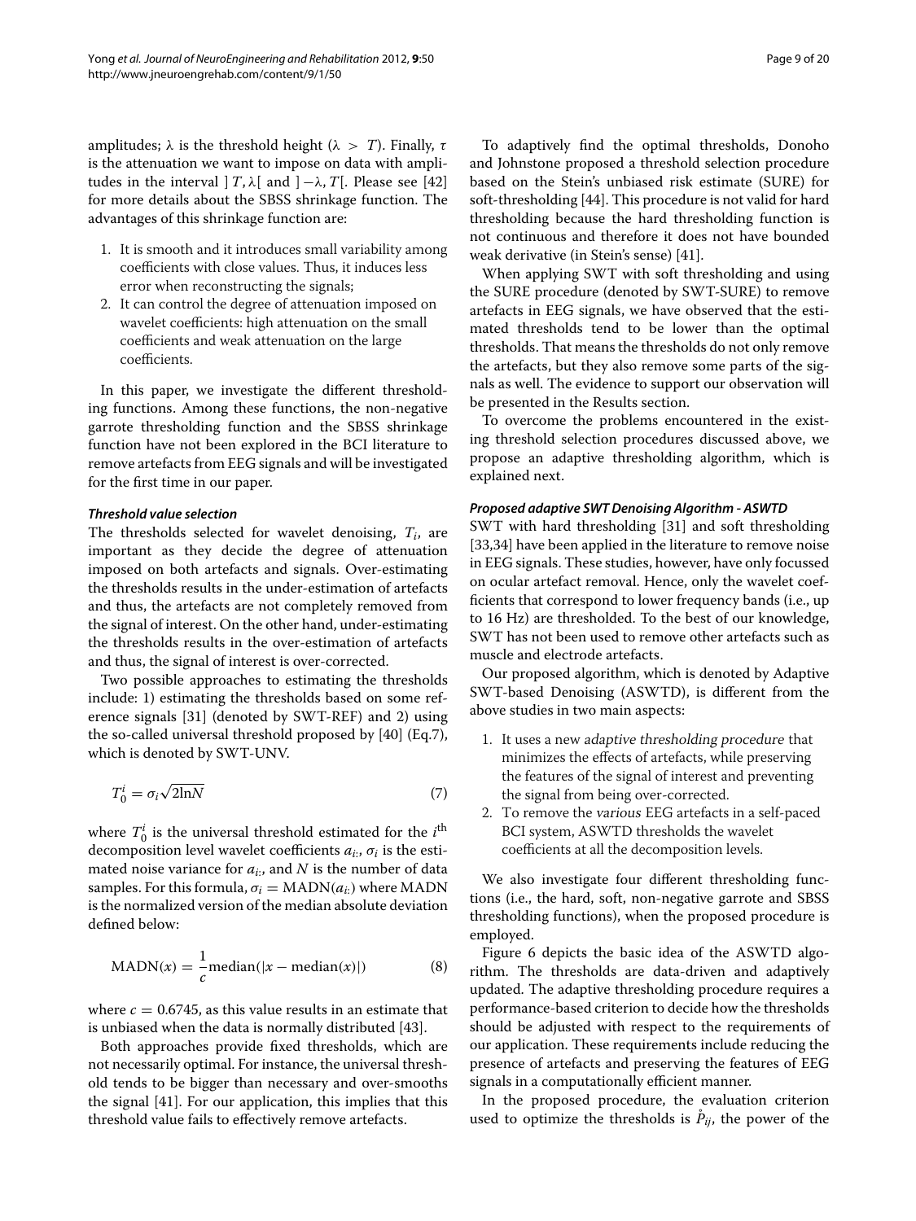amplitudes; $\lambda$ is the threshold height ($\lambda > T$). Finally, $\tau$ is the attenuation we want to impose on data with amplitudes in the interval $]T, \lambda[$ and $]-\lambda, T[$. Please see [42] for more details about the SBSS shrinkage function. The advantages of this shrinkage function are:

1. It is smooth and it introduces small variability among coefficients with close values. Thus, it induces less error when reconstructing the signals;
2. It can control the degree of attenuation imposed on wavelet coefficients: high attenuation on the small coefficients and weak attenuation on the large coefficients.

In this paper, we investigate the different thresholding functions. Among these functions, the non-negative garrote thresholding function and the SBSS shrinkage function have not been explored in the BCI literature to remove artefacts from EEG signals and will be investigated for the first time in our paper.

#### *Threshold value selection*

The thresholds selected for wavelet denoising, $T_i$, are important as they decide the degree of attenuation imposed on both artefacts and signals. Over-estimating the thresholds results in the under-estimation of artefacts and thus, the artefacts are not completely removed from the signal of interest. On the other hand, under-estimating the thresholds results in the over-estimation of artefacts and thus, the signal of interest is over-corrected.

Two possible approaches to estimating the thresholds include: 1) estimating the thresholds based on some reference signals [31] (denoted by SWT-REF) and 2) using the so-called universal threshold proposed by [40] (Eq.7), which is denoted by SWT-UNV.

$$T_0^i = \sigma_i \sqrt{2 \ln N} \tag{7}$$

where $T_0^i$ is the universal threshold estimated for the $i^{\text{th}}$ decomposition level wavelet coefficients $a_{i:}$, $\sigma_i$ is the estimated noise variance for $a_{i:}$, and $N$ is the number of data samples. For this formula, $\sigma_i = \text{MADN}(a_{i:})$ where MADN is the normalized version of the median absolute deviation defined below:

$$\text{MADN}(x) = \frac{1}{c}\text{median}(|x - \text{median}(x)|) \tag{8}$$

where $c = 0.6745$, as this value results in an estimate that is unbiased when the data is normally distributed [43].

Both approaches provide fixed thresholds, which are not necessarily optimal. For instance, the universal threshold tends to be bigger than necessary and over-smooths the signal [41]. For our application, this implies that this threshold value fails to effectively remove artefacts.

To adaptively find the optimal thresholds, Donoho and Johnstone proposed a threshold selection procedure based on the Stein's unbiased risk estimate (SURE) for soft-thresholding [44]. This procedure is not valid for hard thresholding because the hard thresholding function is not continuous and therefore it does not have bounded weak derivative (in Stein's sense) [41].

When applying SWT with soft thresholding and using the SURE procedure (denoted by SWT-SURE) to remove artefacts in EEG signals, we have observed that the estimated thresholds tend to be lower than the optimal thresholds. That means the thresholds do not only remove the artefacts, but they also remove some parts of the signals as well. The evidence to support our observation will be presented in the Results section.

To overcome the problems encountered in the existing threshold selection procedures discussed above, we propose an adaptive thresholding algorithm, which is explained next.

#### *Proposed adaptive SWT Denoising Algorithm - ASWTD*

SWT with hard thresholding [31] and soft thresholding [33,34] have been applied in the literature to remove noise in EEG signals. These studies, however, have only focussed on ocular artefact removal. Hence, only the wavelet coefficients that correspond to lower frequency bands (i.e., up to 16 Hz) are thresholded. To the best of our knowledge, SWT has not been used to remove other artefacts such as muscle and electrode artefacts.

Our proposed algorithm, which is denoted by Adaptive SWT-based Denoising (ASWTD), is different from the above studies in two main aspects:

1. It uses a new *adaptive thresholding procedure* that minimizes the effects of artefacts, while preserving the features of the signal of interest and preventing the signal from being over-corrected.
2. To remove the *various* EEG artefacts in a self-paced BCI system, ASWTD thresholds the wavelet coefficients at all the decomposition levels.

We also investigate four different thresholding functions (i.e., the hard, soft, non-negative garrote and SBSS thresholding functions), when the proposed procedure is employed.

Figure 6 depicts the basic idea of the ASWTD algorithm. The thresholds are data-driven and adaptively updated. The adaptive thresholding procedure requires a performance-based criterion to decide how the thresholds should be adjusted with respect to the requirements of our application. These requirements include reducing the presence of artefacts and preserving the features of EEG signals in a computationally efficient manner.

In the proposed procedure, the evaluation criterion used to optimize the thresholds is $\mathring{P}_{ij}$, the power of the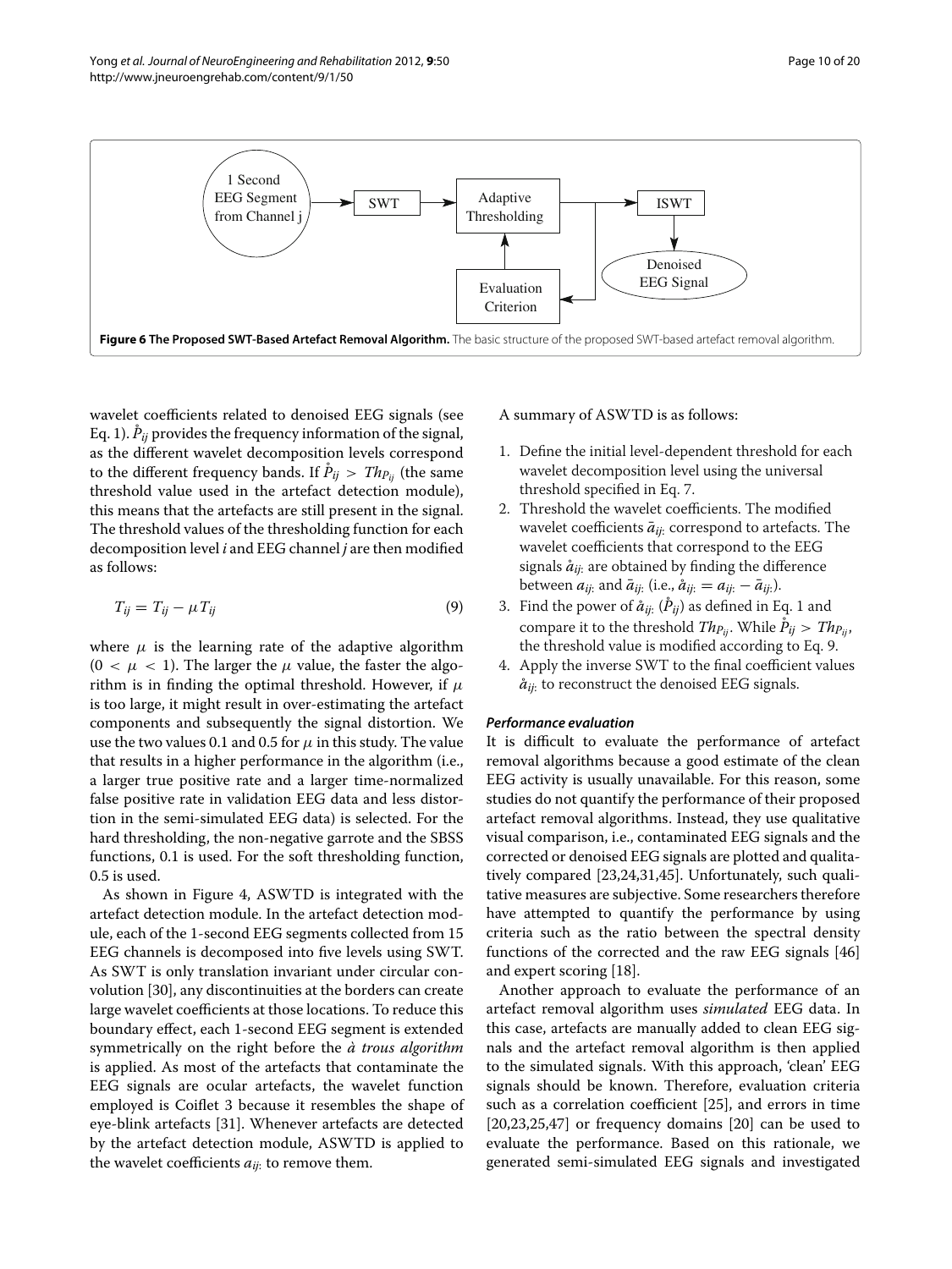Figure 6 The Proposed SWT-Based Artefact Removal Algorithm. The basic structure of the proposed SWT-based artefact removal algorithm.

wavelet coefficients related to denoised EEG signals (see Eq. 1). $\mathring{P}_{ij}$ provides the frequency information of the signal, as the different wavelet decomposition levels correspond to the different frequency bands. If $\mathring{P}_{ij} > Th_{P_{ij}}$ (the same threshold value used in the artefact detection module), this means that the artefacts are still present in the signal. The threshold values of the thresholding function for each decomposition level $i$ and EEG channel $j$ are then modified as follows:

$$T_{ij} = T_{ij} - \mu T_{ij} \tag{9}$$

where $\mu$ is the learning rate of the adaptive algorithm ($0 < \mu < 1$). The larger the $\mu$ value, the faster the algorithm is in finding the optimal threshold. However, if $\mu$ is too large, it might result in over-estimating the artefact components and subsequently the signal distortion. We use the two values 0.1 and 0.5 for $\mu$ in this study. The value that results in a higher performance in the algorithm (i.e., a larger true positive rate and a larger time-normalized false positive rate in validation EEG data and less distortion in the semi-simulated EEG data) is selected. For the hard thresholding, the non-negative garrote and the SBSS functions, 0.1 is used. For the soft thresholding function, 0.5 is used.

As shown in Figure 4, ASWTD is integrated with the artefact detection module. In the artefact detection module, each of the 1-second EEG segments collected from 15 EEG channels is decomposed into five levels using SWT. As SWT is only translation invariant under circular convolution [30], any discontinuities at the borders can create large wavelet coefficients at those locations. To reduce this boundary effect, each 1-second EEG segment is extended symmetrically on the right before the *à trous algorithm* is applied. As most of the artefacts that contaminate the EEG signals are ocular artefacts, the wavelet function employed is Coiflet 3 because it resembles the shape of eye-blink artefacts [31]. Whenever artefacts are detected by the artefact detection module, ASWTD is applied to the wavelet coefficients $a_{ij:}$ to remove them.

A summary of ASWTD is as follows:

1. Define the initial level-dependent threshold for each wavelet decomposition level using the universal threshold specified in Eq. 7.
2. Threshold the wavelet coefficients. The modified wavelet coefficients $\bar{a}_{ij:}$ correspond to artefacts. The wavelet coefficients that correspond to the EEG signals $\mathring{a}_{ij:}$ are obtained by finding the difference between $a_{ij:}$ and $\bar{a}_{ij:}$ (i.e., $\mathring{a}_{ij:} = a_{ij:} - \bar{a}_{ij:}$).
3. Find the power of $\mathring{a}_{ij:}$ ($\mathring{P}_{ij}$) as defined in Eq. 1 and compare it to the threshold $Th_{P_{ij}}$. While $\mathring{P}_{ij} > Th_{P_{ij}}$, the threshold value is modified according to Eq. 9.
4. Apply the inverse SWT to the final coefficient values $\mathring{a}_{ij:}$ to reconstruct the denoised EEG signals.

#### *Performance evaluation*

It is difficult to evaluate the performance of artefact removal algorithms because a good estimate of the clean EEG activity is usually unavailable. For this reason, some studies do not quantify the performance of their proposed artefact removal algorithms. Instead, they use qualitative visual comparison, i.e., contaminated EEG signals and the corrected or denoised EEG signals are plotted and qualitatively compared [23,24,31,45]. Unfortunately, such qualitative measures are subjective. Some researchers therefore have attempted to quantify the performance by using criteria such as the ratio between the spectral density functions of the corrected and the raw EEG signals [46] and expert scoring [18].

Another approach to evaluate the performance of an artefact removal algorithm uses *simulated* EEG data. In this case, artefacts are manually added to clean EEG signals and the artefact removal algorithm is then applied to the simulated signals. With this approach, 'clean' EEG signals should be known. Therefore, evaluation criteria such as a correlation coefficient [25], and errors in time [20,23,25,47] or frequency domains [20] can be used to evaluate the performance. Based on this rationale, we generated semi-simulated EEG signals and investigated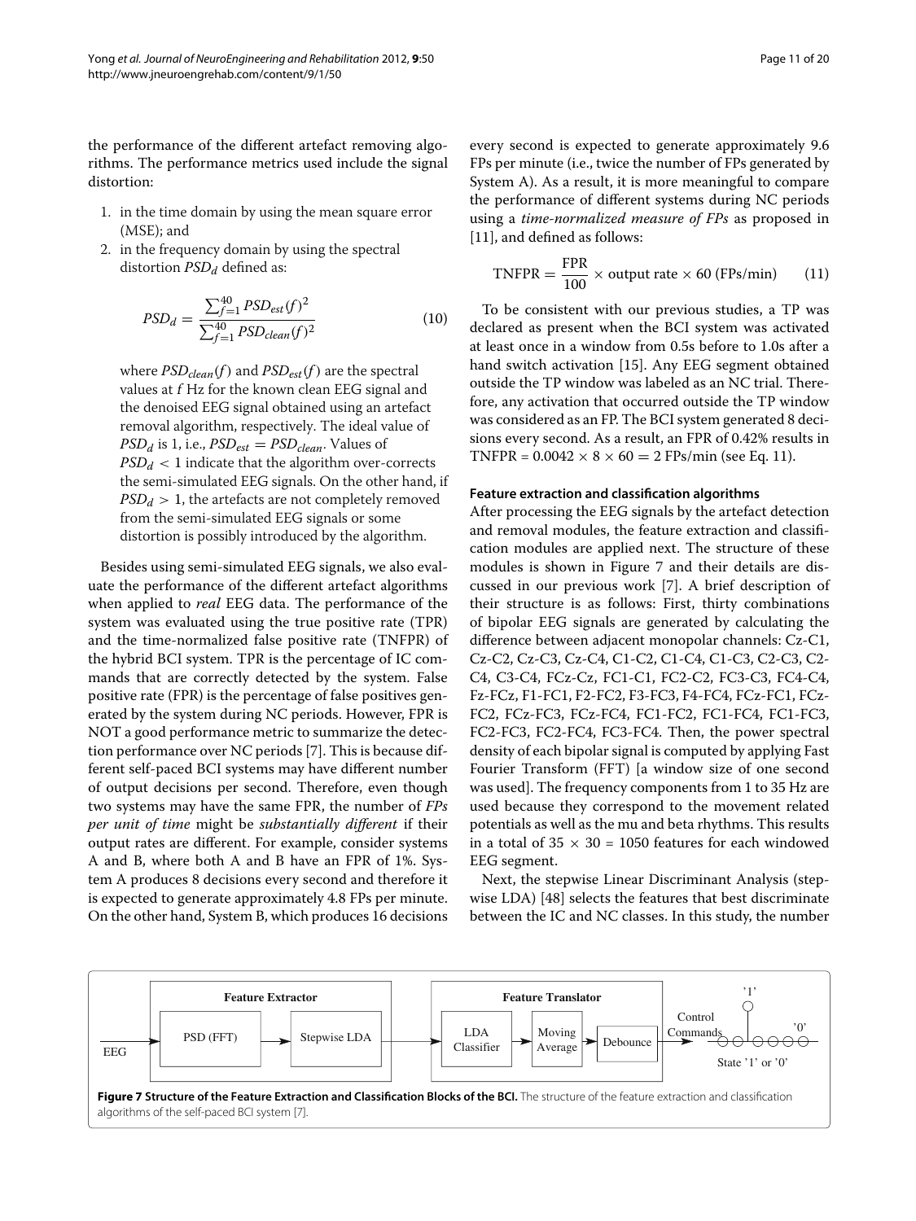the performance of the different artefact removing algorithms. The performance metrics used include the signal distortion:

1. in the time domain by using the mean square error (MSE); and
2. in the frequency domain by using the spectral distortion $PSD_d$ defined as:

$$PSD_d = \frac{\sum_{f=1}^{40} PSD_{est}(f)^2}{\sum_{f=1}^{40} PSD_{clean}(f)^2} \tag{10}$$

   where $PSD_{clean}(f)$ and $PSD_{est}(f)$ are the spectral values at $f$ Hz for the known clean EEG signal and the denoised EEG signal obtained using an artefact removal algorithm, respectively. The ideal value of $PSD_d$ is 1, i.e., $PSD_{est} = PSD_{clean}$. Values of $PSD_d < 1$ indicate that the algorithm over-corrects the semi-simulated EEG signals. On the other hand, if $PSD_d > 1$, the artefacts are not completely removed from the semi-simulated EEG signals or some distortion is possibly introduced by the algorithm.

Besides using semi-simulated EEG signals, we also evaluate the performance of the different artefact algorithms when applied to *real* EEG data. The performance of the system was evaluated using the true positive rate (TPR) and the time-normalized false positive rate (TNFPR) of the hybrid BCI system. TPR is the percentage of IC commands that are correctly detected by the system. False positive rate (FPR) is the percentage of false positives generated by the system during NC periods. However, FPR is NOT a good performance metric to summarize the detection performance over NC periods [7]. This is because different self-paced BCI systems may have different number of output decisions per second. Therefore, even though two systems may have the same FPR, the number of *FPs per unit of time* might be *substantially different* if their output rates are different. For example, consider systems A and B, where both A and B have an FPR of 1%. System A produces 8 decisions every second and therefore it is expected to generate approximately 4.8 FPs per minute. On the other hand, System B, which produces 16 decisions every second is expected to generate approximately 9.6 FPs per minute (i.e., twice the number of FPs generated by System A). As a result, it is more meaningful to compare the performance of different systems during NC periods using a *time-normalized measure of FPs* as proposed in [11], and defined as follows:

$$\text{TNFPR} = \frac{\text{FPR}}{100} \times \text{output rate} \times 60 \text{ (FPs/min)} \tag{11}$$

To be consistent with our previous studies, a TP was declared as present when the BCI system was activated at least once in a window from 0.5s before to 1.0s after a hand switch activation [15]. Any EEG segment obtained outside the TP window was labeled as an NC trial. Therefore, any activation that occurred outside the TP window was considered as an FP. The BCI system generated 8 decisions every second. As a result, an FPR of 0.42% results in TNFPR = $0.0042 \times 8 \times 60 = 2$ FPs/min (see Eq. 11).

#### Feature extraction and classification algorithms

After processing the EEG signals by the artefact detection and removal modules, the feature extraction and classification modules are applied next. The structure of these modules is shown in Figure 7 and their details are discussed in our previous work [7]. A brief description of their structure is as follows: First, thirty combinations of bipolar EEG signals are generated by calculating the difference between adjacent monopolar channels: Cz-C1, Cz-C2, Cz-C3, Cz-C4, C1-C2, C1-C4, C1-C3, C2-C3, C2-C4, C3-C4, FCz-Cz, FC1-C1, FC2-C2, FC3-C3, FC4-C4, Fz-FCz, F1-FC1, F2-FC2, F3-FC3, F4-FC4, FCz-FC1, FCz-FC2, FCz-FC3, FCz-FC4, FC1-FC2, FC1-FC4, FC1-FC3, FC2-FC3, FC2-FC4, FC3-FC4. Then, the power spectral density of each bipolar signal is computed by applying Fast Fourier Transform (FFT) [a window size of one second was used]. The frequency components from 1 to 35 Hz are used because they correspond to the movement related potentials as well as the mu and beta rhythms. This results in a total of 35 × 30 = 1050 features for each windowed EEG segment.

Next, the stepwise Linear Discriminant Analysis (stepwise LDA) [48] selects the features that best discriminate between the IC and NC classes. In this study, the number

**Figure 7 Structure of the Feature Extraction and Classification Blocks of the BCI.** The structure of the feature extraction and classification algorithms of the self-paced BCI system [7].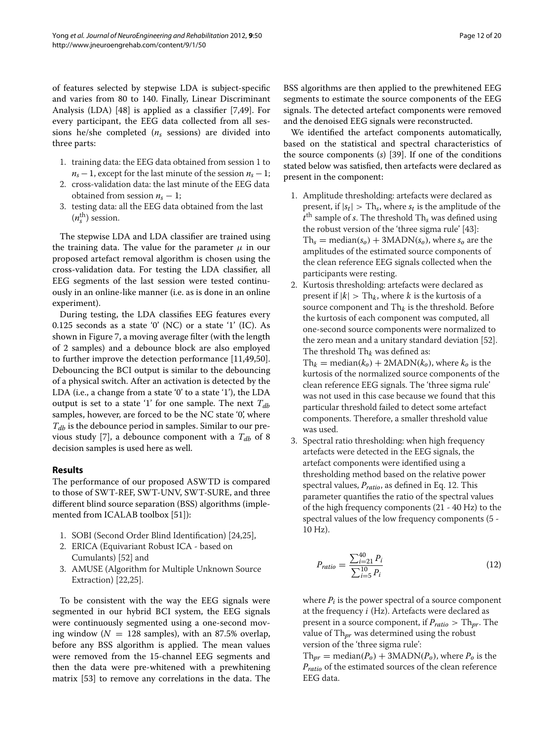of features selected by stepwise LDA is subject-specific and varies from 80 to 140. Finally, Linear Discriminant Analysis (LDA) [48] is applied as a classifier [7,49]. For every participant, the EEG data collected from all sessions he/she completed ($n_s$ sessions) are divided into three parts:

1. training data: the EEG data obtained from session 1 to $n_s - 1$, except for the last minute of the session $n_s - 1$;
2. cross-validation data: the last minute of the EEG data obtained from session $n_s - 1$;
3. testing data: all the EEG data obtained from the last ($n_s^{\text{th}}$) session.

The stepwise LDA and LDA classifier are trained using the training data. The value for the parameter $\mu$ in our proposed artefact removal algorithm is chosen using the cross-validation data. For testing the LDA classifier, all EEG segments of the last session were tested continuously in an online-like manner (i.e. as is done in an online experiment).

During testing, the LDA classifies EEG features every 0.125 seconds as a state '0' (NC) or a state '1' (IC). As shown in Figure 7, a moving average filter (with the length of 2 samples) and a debounce block are also employed to further improve the detection performance [11,49,50]. Debouncing the BCI output is similar to the debouncing of a physical switch. After an activation is detected by the LDA (i.e., a change from a state '0' to a state '1'), the LDA output is set to a state '1' for one sample. The next $T_{db}$ samples, however, are forced to be the NC state '0', where $T_{db}$ is the debounce period in samples. Similar to our previous study [7], a debounce component with a $T_{db}$ of 8 decision samples is used here as well.

## Results

The performance of our proposed ASWTD is compared to those of SWT-REF, SWT-UNV, SWT-SURE, and three different blind source separation (BSS) algorithms (implemented from ICALAB toolbox [51]):

1. SOBI (Second Order Blind Identification) [24,25],
2. ERICA (Equivariant Robust ICA - based on Cumulants) [52] and
3. AMUSE (Algorithm for Multiple Unknown Source Extraction) [22,25].

To be consistent with the way the EEG signals were segmented in our hybrid BCI system, the EEG signals were continuously segmented using a one-second moving window ($N = 128$ samples), with an 87.5% overlap, before any BSS algorithm is applied. The mean values were removed from the 15-channel EEG segments and then the data were pre-whitened with a prewhitening matrix [53] to remove any correlations in the data. The BSS algorithms are then applied to the prewhitened EEG segments to estimate the source components of the EEG signals. The detected artefact components were removed and the denoised EEG signals were reconstructed.

We identified the artefact components automatically, based on the statistical and spectral characteristics of the source components ($s$) [39]. If one of the conditions stated below was satisfied, then artefacts were declared as present in the component:

1. Amplitude thresholding: artefacts were declared as present, if $|s_t| > \text{Th}_s$, where $s_t$ is the amplitude of the $t^{\text{th}}$ sample of $s$. The threshold $\text{Th}_s$ was defined using the robust version of the 'three sigma rule' [43]: $\text{Th}_s = \text{median}(s_o) + 3\text{MADN}(s_o)$, where $s_o$ are the amplitudes of the estimated source components of the clean reference EEG signals collected when the participants were resting.
2. Kurtosis thresholding: artefacts were declared as present if $|k| > \text{Th}_k$, where $k$ is the kurtosis of a source component and $\text{Th}_k$ is the threshold. Before the kurtosis of each component was computed, all one-second source components were normalized to the zero mean and a unitary standard deviation [52]. The threshold $\text{Th}_k$ was defined as: $\text{Th}_k = \text{median}(k_o) + 2\text{MADN}(k_o)$, where $k_o$ is the kurtosis of the normalized source components of the clean reference EEG signals. The 'three sigma rule' was not used in this case because we found that this particular threshold failed to detect some artefact components. Therefore, a smaller threshold value was used.
3. Spectral ratio thresholding: when high frequency artefacts were detected in the EEG signals, the artefact components were identified using a thresholding method based on the relative power spectral values, $P_{ratio}$, as defined in Eq. 12. This parameter quantifies the ratio of the spectral values of the high frequency components (21 - 40 Hz) to the spectral values of the low frequency components (5 - 10 Hz).

$$P_{ratio} = \frac{\sum_{i=21}^{40} P_i}{\sum_{i=5}^{10} P_i} \tag{12}$$

where $P_i$ is the power spectral of a source component at the frequency $i$ (Hz). Artefacts were declared as present in a source component, if $P_{ratio} > \text{Th}_{pr}$. The value of $\text{Th}_{pr}$ was determined using the robust version of the 'three sigma rule': $\text{Th}_{pr} = \text{median}(P_o) + 3\text{MADN}(P_o)$, where $P_o$ is the $P_{ratio}$ of the estimated sources of the clean reference EEG data.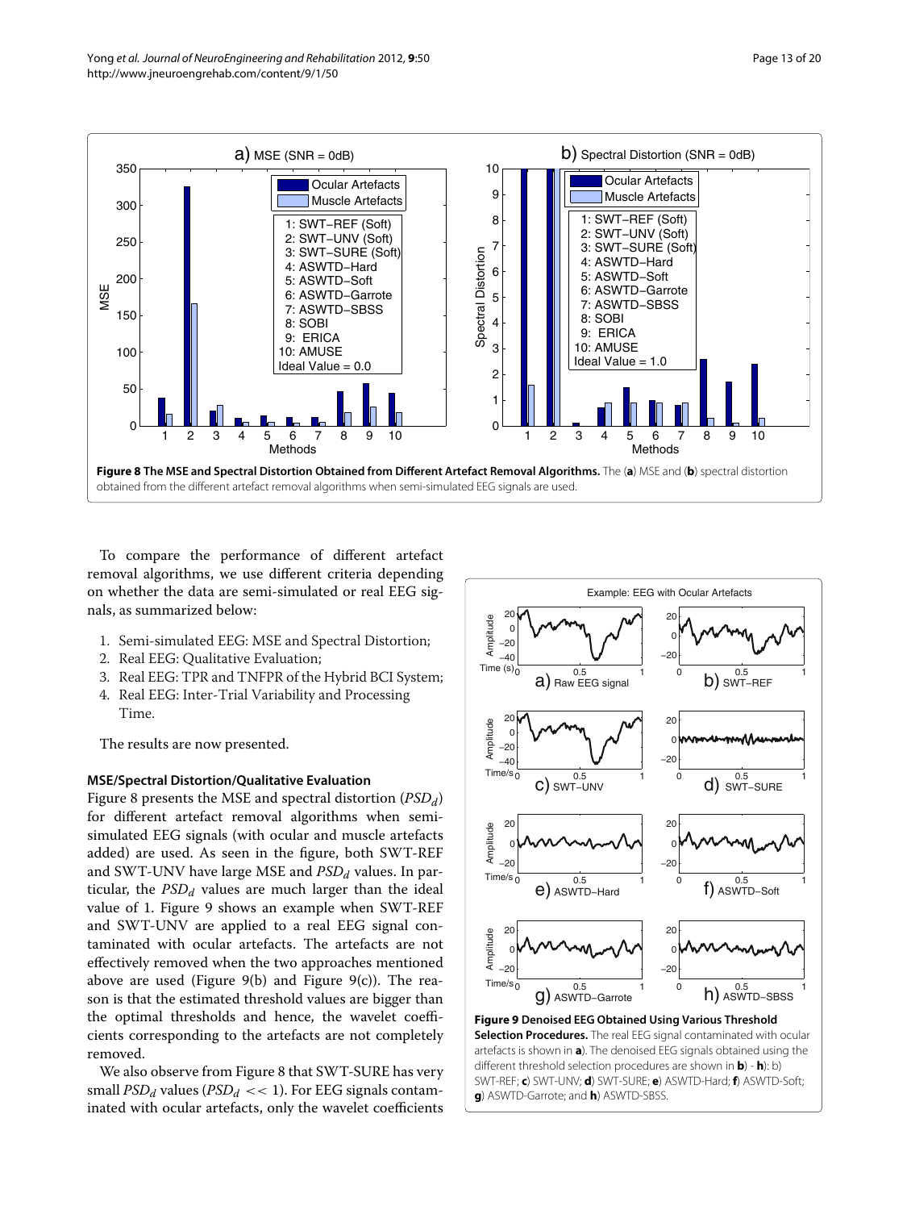**Figure 8 The MSE and Spectral Distortion Obtained from Different Artefact Removal Algorithms.** The (**a**) MSE and (**b**) spectral distortion obtained from the different artefact removal algorithms when semi-simulated EEG signals are used.

To compare the performance of different artefact removal algorithms, we use different criteria depending on whether the data are semi-simulated or real EEG signals, as summarized below:

1. Semi-simulated EEG: MSE and Spectral Distortion;
2. Real EEG: Qualitative Evaluation;
3. Real EEG: TPR and TNFPR of the Hybrid BCI System;
4. Real EEG: Inter-Trial Variability and Processing Time.

The results are now presented.

#### MSE/Spectral Distortion/Qualitative Evaluation

Figure 8 presents the MSE and spectral distortion ($PSD_d$) for different artefact removal algorithms when semi-simulated EEG signals (with ocular and muscle artefacts added) are used. As seen in the figure, both SWT-REF and SWT-UNV have large MSE and $PSD_d$ values. In particular, the $PSD_d$ values are much larger than the ideal value of 1. Figure 9 shows an example when SWT-REF and SWT-UNV are applied to a real EEG signal contaminated with ocular artefacts. The artefacts are not effectively removed when the two approaches mentioned above are used (Figure 9(b) and Figure 9(c)). The reason is that the estimated threshold values are bigger than the optimal thresholds and hence, the wavelet coefficients corresponding to the artefacts are not completely removed.

We also observe from Figure 8 that SWT-SURE has very small $PSD_d$ values ($PSD_d << 1$). For EEG signals contaminated with ocular artefacts, only the wavelet coefficients

**Figure 9 Denoised EEG Obtained Using Various Threshold Selection Procedures.** The real EEG signal contaminated with ocular artefacts is shown in **a**). The denoised EEG signals obtained using the different threshold selection procedures are shown in **b**) - **h**): b) SWT-REF; **c**) SWT-UNV; **d**) SWT-SURE; **e**) ASWTD-Hard; **f**) ASWTD-Soft; **g**) ASWTD-Garrote; and **h**) ASWTD-SBSS.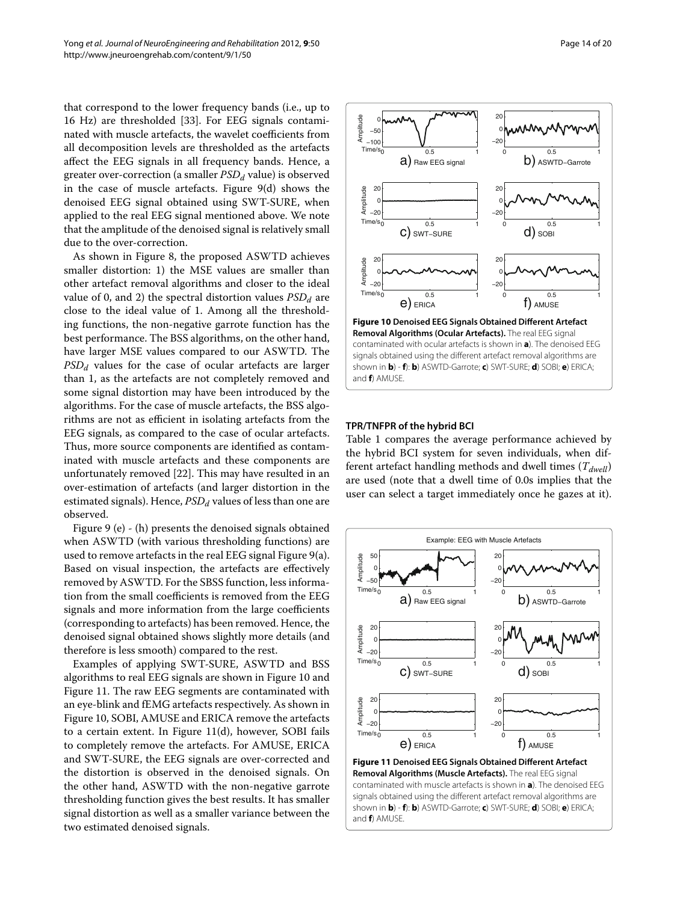that correspond to the lower frequency bands (i.e., up to 16 Hz) are thresholded [33]. For EEG signals contaminated with muscle artefacts, the wavelet coefficients from all decomposition levels are thresholded as the artefacts affect the EEG signals in all frequency bands. Hence, a greater over-correction (a smaller $PSD_d$ value) is observed in the case of muscle artefacts. Figure 9(d) shows the denoised EEG signal obtained using SWT-SURE, when applied to the real EEG signal mentioned above. We note that the amplitude of the denoised signal is relatively small due to the over-correction.

As shown in Figure 8, the proposed ASWTD achieves smaller distortion: 1) the MSE values are smaller than other artefact removal algorithms and closer to the ideal value of 0, and 2) the spectral distortion values $PSD_d$ are close to the ideal value of 1. Among all the thresholding functions, the non-negative garrote function has the best performance. The BSS algorithms, on the other hand, have larger MSE values compared to our ASWTD. The $PSD_d$ values for the case of ocular artefacts are larger than 1, as the artefacts are not completely removed and some signal distortion may have been introduced by the algorithms. For the case of muscle artefacts, the BSS algorithms are not as efficient in isolating artefacts from the EEG signals, as compared to the case of ocular artefacts. Thus, more source components are identified as contaminated with muscle artefacts and these components are unfortunately removed [22]. This may have resulted in an over-estimation of artefacts (and larger distortion in the estimated signals). Hence, $PSD_d$ values of less than one are observed.

Figure 9 (e) - (h) presents the denoised signals obtained when ASWTD (with various thresholding functions) are used to remove artefacts in the real EEG signal Figure 9(a). Based on visual inspection, the artefacts are effectively removed by ASWTD. For the SBSS function, less information from the small coefficients is removed from the EEG signals and more information from the large coefficients (corresponding to artefacts) has been removed. Hence, the denoised signal obtained shows slightly more details (and therefore is less smooth) compared to the rest.

Examples of applying SWT-SURE, ASWTD and BSS algorithms to real EEG signals are shown in Figure 10 and Figure 11. The raw EEG segments are contaminated with an eye-blink and fEMG artefacts respectively. As shown in Figure 10, SOBI, AMUSE and ERICA remove the artefacts to a certain extent. In Figure 11(d), however, SOBI fails to completely remove the artefacts. For AMUSE, ERICA and SWT-SURE, the EEG signals are over-corrected and the distortion is observed in the denoised signals. On the other hand, ASWTD with the non-negative garrote thresholding function gives the best results. It has smaller signal distortion as well as a smaller variance between the two estimated denoised signals.

**Figure 10 Denoised EEG Signals Obtained Different Artefact Removal Algorithms (Ocular Artefacts).** The real EEG signal contaminated with ocular artefacts is shown in **a**). The denoised EEG signals obtained using the different artefact removal algorithms are shown in **b**) - **f**): **b**) ASWTD-Garrote; **c**) SWT-SURE; **d**) SOBI; **e**) ERICA; and **f**) AMUSE.

### TPR/TNFPR of the hybrid BCI

Table 1 compares the average performance achieved by the hybrid BCI system for seven individuals, when different artefact handling methods and dwell times ($T_{dwell}$) are used (note that a dwell time of 0.0s implies that the user can select a target immediately once he gazes at it).

**Figure 11 Denoised EEG Signals Obtained Different Artefact Removal Algorithms (Muscle Artefacts).** The real EEG signal contaminated with muscle artefacts is shown in **a**). The denoised EEG signals obtained using the different artefact removal algorithms are shown in **b**) - **f**): **b**) ASWTD-Garrote; **c**) SWT-SURE; **d**) SOBI; **e**) ERICA; and **f**) AMUSE.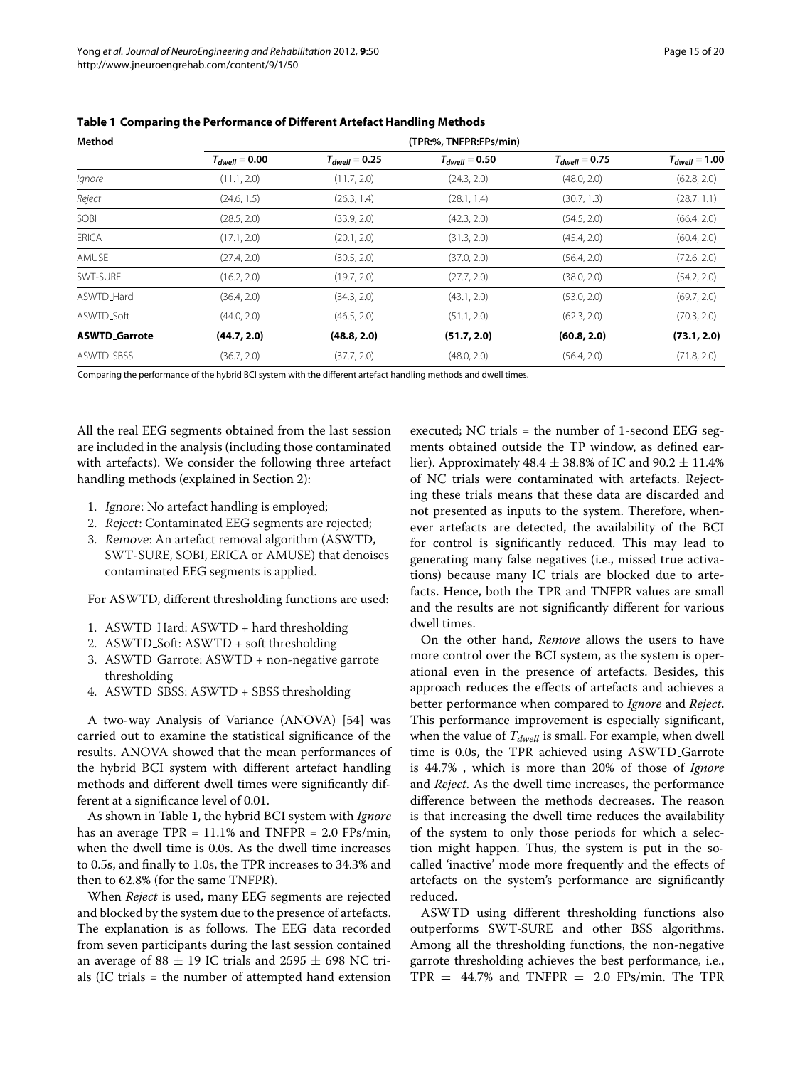**Table 1 Comparing the Performance of Different Artefact Handling Methods**

| Method | (TPR:%, TNFPR:FPs/min) | | | | |
|---|---|---|---|---|---|
| | $T_{dwell} = 0.00$ | $T_{dwell} = 0.25$ | $T_{dwell} = 0.50$ | $T_{dwell} = 0.75$ | $T_{dwell} = 1.00$ |
| *Ignore* | (11.1, 2.0) | (11.7, 2.0) | (24.3, 2.0) | (48.0, 2.0) | (62.8, 2.0) |
| *Reject* | (24.6, 1.5) | (26.3, 1.4) | (28.1, 1.4) | (30.7, 1.3) | (28.7, 1.1) |
| SOBI | (28.5, 2.0) | (33.9, 2.0) | (42.3, 2.0) | (54.5, 2.0) | (66.4, 2.0) |
| ERICA | (17.1, 2.0) | (20.1, 2.0) | (31.3, 2.0) | (45.4, 2.0) | (60.4, 2.0) |
| AMUSE | (27.4, 2.0) | (30.5, 2.0) | (37.0, 2.0) | (56.4, 2.0) | (72.6, 2.0) |
| SWT-SURE | (16.2, 2.0) | (19.7, 2.0) | (27.7, 2.0) | (38.0, 2.0) | (54.2, 2.0) |
| ASWTD_Hard | (36.4, 2.0) | (34.3, 2.0) | (43.1, 2.0) | (53.0, 2.0) | (69.7, 2.0) |
| ASWTD_Soft | (44.0, 2.0) | (46.5, 2.0) | (51.1, 2.0) | (62.3, 2.0) | (70.3, 2.0) |
| **ASWTD_Garrote** | **(44.7, 2.0)** | **(48.8, 2.0)** | **(51.7, 2.0)** | **(60.8, 2.0)** | **(73.1, 2.0)** |
| ASWTD_SBSS | (36.7, 2.0) | (37.7, 2.0) | (48.0, 2.0) | (56.4, 2.0) | (71.8, 2.0) |

Comparing the performance of the hybrid BCI system with the different artefact handling methods and dwell times.

All the real EEG segments obtained from the last session are included in the analysis (including those contaminated with artefacts). We consider the following three artefact handling methods (explained in Section 2):

1. *Ignore*: No artefact handling is employed;
2. *Reject*: Contaminated EEG segments are rejected;
3. *Remove*: An artefact removal algorithm (ASWTD, SWT-SURE, SOBI, ERICA or AMUSE) that denoises contaminated EEG segments is applied.

For ASWTD, different thresholding functions are used:

1. ASWTD_Hard: ASWTD + hard thresholding
2. ASWTD_Soft: ASWTD + soft thresholding
3. ASWTD_Garrote: ASWTD + non-negative garrote thresholding
4. ASWTD_SBSS: ASWTD + SBSS thresholding

A two-way Analysis of Variance (ANOVA) [54] was carried out to examine the statistical significance of the results. ANOVA showed that the mean performances of the hybrid BCI system with different artefact handling methods and different dwell times were significantly different at a significance level of 0.01.

As shown in Table 1, the hybrid BCI system with *Ignore* has an average TPR = 11.1% and TNFPR = 2.0 FPs/min, when the dwell time is 0.0s. As the dwell time increases to 0.5s, and finally to 1.0s, the TPR increases to 34.3% and then to 62.8% (for the same TNFPR).

When *Reject* is used, many EEG segments are rejected and blocked by the system due to the presence of artefacts. The explanation is as follows. The EEG data recorded from seven participants during the last session contained an average of $88 \pm 19$ IC trials and $2595 \pm 698$ NC trials (IC trials = the number of attempted hand extension executed; NC trials = the number of 1-second EEG segments obtained outside the TP window, as defined earlier). Approximately $48.4 \pm 38.8\%$ of IC and $90.2 \pm 11.4\%$ of NC trials were contaminated with artefacts. Rejecting these trials means that these data are discarded and not presented as inputs to the system. Therefore, whenever artefacts are detected, the availability of the BCI for control is significantly reduced. This may lead to generating many false negatives (i.e., missed true activations) because many IC trials are blocked due to artefacts. Hence, both the TPR and TNFPR values are small and the results are not significantly different for various dwell times.

On the other hand, *Remove* allows the users to have more control over the BCI system, as the system is operational even in the presence of artefacts. Besides, this approach reduces the effects of artefacts and achieves a better performance when compared to *Ignore* and *Reject*. This performance improvement is especially significant, when the value of $T_{dwell}$ is small. For example, when dwell time is 0.0s, the TPR achieved using ASWTD_Garrote is 44.7% , which is more than 20% of those of *Ignore* and *Reject*. As the dwell time increases, the performance difference between the methods decreases. The reason is that increasing the dwell time reduces the availability of the system to only those periods for which a selection might happen. Thus, the system is put in the so-called 'inactive' mode more frequently and the effects of artefacts on the system's performance are significantly reduced.

ASWTD using different thresholding functions also outperforms SWT-SURE and other BSS algorithms. Among all the thresholding functions, the non-negative garrote thresholding achieves the best performance, i.e., TPR = 44.7% and TNFPR = 2.0 FPs/min. The TPR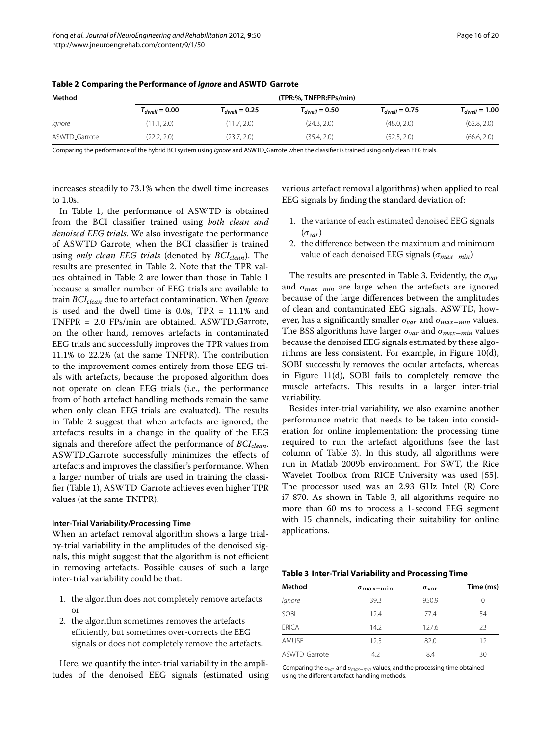**Table 2 Comparing the Performance of *Ignore* and ASWTD_Garrote**

| Method | (TPR:%, TNFPR:FPs/min) | | | | |
|---|---|---|---|---|---|
| | $T_{dwell} = 0.00$ | $T_{dwell} = 0.25$ | $T_{dwell} = 0.50$ | $T_{dwell} = 0.75$ | $T_{dwell} = 1.00$ |
| *Ignore* | (11.1, 2.0) | (11.7, 2.0) | (24.3, 2.0) | (48.0, 2.0) | (62.8, 2.0) |
| ASWTD_Garrote | (22.2, 2.0) | (23.7, 2.0) | (35.4, 2.0) | (52.5, 2.0) | (66.6, 2.0) |

Comparing the performance of the hybrid BCI system using *Ignore* and ASWTD_Garrote when the classifier is trained using only clean EEG trials.

increases steadily to 73.1% when the dwell time increases to 1.0s.

In Table 1, the performance of ASWTD is obtained from the BCI classifier trained using *both clean and denoised EEG trials*. We also investigate the performance of ASWTD_Garrote, when the BCI classifier is trained using *only clean EEG trials* (denoted by $BCI_{clean}$). The results are presented in Table 2. Note that the TPR values obtained in Table 2 are lower than those in Table 1 because a smaller number of EEG trials are available to train $BCI_{clean}$ due to artefact contamination. When *Ignore* is used and the dwell time is 0.0s, TPR = 11.1% and TNFPR = 2.0 FPs/min are obtained. ASWTD_Garrote, on the other hand, removes artefacts in contaminated EEG trials and successfully improves the TPR values from 11.1% to 22.2% (at the same TNFPR). The contribution to the improvement comes entirely from those EEG trials with artefacts, because the proposed algorithm does not operate on clean EEG trials (i.e., the performance from of both artefact handling methods remain the same when only clean EEG trials are evaluated). The results in Table 2 suggest that when artefacts are ignored, the artefacts results in a change in the quality of the EEG signals and therefore affect the performance of $BCI_{clean}$. ASWTD_Garrote successfully minimizes the effects of artefacts and improves the classifier's performance. When a larger number of trials are used in training the classifier (Table 1), ASWTD_Garrote achieves even higher TPR values (at the same TNFPR).

#### Inter-Trial Variability/Processing Time

When an artefact removal algorithm shows a large trial-by-trial variability in the amplitudes of the denoised signals, this might suggest that the algorithm is not efficient in removing artefacts. Possible causes of such a large inter-trial variability could be that:

1. the algorithm does not completely remove artefacts or
2. the algorithm sometimes removes the artefacts efficiently, but sometimes over-corrects the EEG signals or does not completely remove the artefacts.

Here, we quantify the inter-trial variability in the amplitudes of the denoised EEG signals (estimated using various artefact removal algorithms) when applied to real EEG signals by finding the standard deviation of:

1. the variance of each estimated denoised EEG signals ($\sigma_{var}$)
2. the difference between the maximum and minimum value of each denoised EEG signals ($\sigma_{max-min}$)

The results are presented in Table 3. Evidently, the $\sigma_{var}$ and $\sigma_{max-min}$ are large when the artefacts are ignored because of the large differences between the amplitudes of clean and contaminated EEG signals. ASWTD, however, has a significantly smaller $\sigma_{var}$ and $\sigma_{max-min}$ values. The BSS algorithms have larger $\sigma_{var}$ and $\sigma_{max-min}$ values because the denoised EEG signals estimated by these algorithms are less consistent. For example, in Figure 10(d), SOBI successfully removes the ocular artefacts, whereas in Figure 11(d), SOBI fails to completely remove the muscle artefacts. This results in a larger inter-trial variability.

Besides inter-trial variability, we also examine another performance metric that needs to be taken into consideration for online implementation: the processing time required to run the artefact algorithms (see the last column of Table 3). In this study, all algorithms were run in Matlab 2009b environment. For SWT, the Rice Wavelet Toolbox from RICE University was used [55]. The processor used was an 2.93 GHz Intel (R) Core i7 870. As shown in Table 3, all algorithms require no more than 60 ms to process a 1-second EEG segment with 15 channels, indicating their suitability for online applications.

**Table 3 Inter-Trial Variability and Processing Time**

| Method | $\sigma_{max-min}$ | $\sigma_{var}$ | Time (ms) |
|---|---|---|---|
| *Ignore* | 39.3 | 950.9 | 0 |
| SOBI | 12.4 | 77.4 | 54 |
| ERICA | 14.2 | 127.6 | 23 |
| AMUSE | 12.5 | 82.0 | 12 |
| ASWTD_Garrote | 4.2 | 8.4 | 30 |

Comparing the $\sigma_{var}$ and $\sigma_{max-min}$ values, and the processing time obtained using the different artefact handling methods.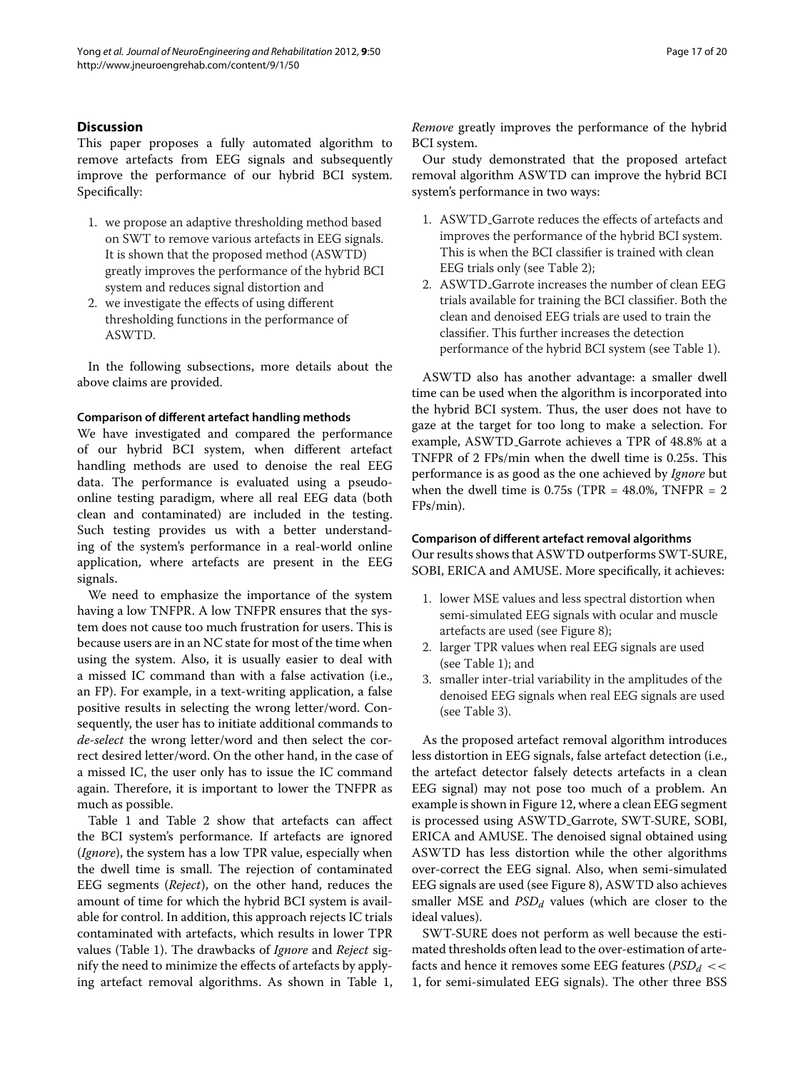## Discussion

This paper proposes a fully automated algorithm to remove artefacts from EEG signals and subsequently improve the performance of our hybrid BCI system. Specifically:

1. we propose an adaptive thresholding method based on SWT to remove various artefacts in EEG signals. It is shown that the proposed method (ASWTD) greatly improves the performance of the hybrid BCI system and reduces signal distortion and
2. we investigate the effects of using different thresholding functions in the performance of ASWTD.

In the following subsections, more details about the above claims are provided.

### Comparison of different artefact handling methods

We have investigated and compared the performance of our hybrid BCI system, when different artefact handling methods are used to denoise the real EEG data. The performance is evaluated using a pseudo-online testing paradigm, where all real EEG data (both clean and contaminated) are included in the testing. Such testing provides us with a better understanding of the system's performance in a real-world online application, where artefacts are present in the EEG signals.

We need to emphasize the importance of the system having a low TNFPR. A low TNFPR ensures that the system does not cause too much frustration for users. This is because users are in an NC state for most of the time when using the system. Also, it is usually easier to deal with a missed IC command than with a false activation (i.e., an FP). For example, in a text-writing application, a false positive results in selecting the wrong letter/word. Consequently, the user has to initiate additional commands to *de-select* the wrong letter/word and then select the correct desired letter/word. On the other hand, in the case of a missed IC, the user only has to issue the IC command again. Therefore, it is important to lower the TNFPR as much as possible.

Table 1 and Table 2 show that artefacts can affect the BCI system's performance. If artefacts are ignored (*Ignore*), the system has a low TPR value, especially when the dwell time is small. The rejection of contaminated EEG segments (*Reject*), on the other hand, reduces the amount of time for which the hybrid BCI system is available for control. In addition, this approach rejects IC trials contaminated with artefacts, which results in lower TPR values (Table 1). The drawbacks of *Ignore* and *Reject* signify the need to minimize the effects of artefacts by applying artefact removal algorithms. As shown in Table 1, *Remove* greatly improves the performance of the hybrid BCI system.

Our study demonstrated that the proposed artefact removal algorithm ASWTD can improve the hybrid BCI system's performance in two ways:

1. ASWTD_Garrote reduces the effects of artefacts and improves the performance of the hybrid BCI system. This is when the BCI classifier is trained with clean EEG trials only (see Table 2);
2. ASWTD_Garrote increases the number of clean EEG trials available for training the BCI classifier. Both the clean and denoised EEG trials are used to train the classifier. This further increases the detection performance of the hybrid BCI system (see Table 1).

ASWTD also has another advantage: a smaller dwell time can be used when the algorithm is incorporated into the hybrid BCI system. Thus, the user does not have to gaze at the target for too long to make a selection. For example, ASWTD_Garrote achieves a TPR of 48.8% at a TNFPR of 2 FPs/min when the dwell time is 0.25s. This performance is as good as the one achieved by *Ignore* but when the dwell time is 0.75s (TPR = 48.0%, TNFPR = 2 FPs/min).

### Comparison of different artefact removal algorithms

Our results shows that ASWTD outperforms SWT-SURE, SOBI, ERICA and AMUSE. More specifically, it achieves:

1. lower MSE values and less spectral distortion when semi-simulated EEG signals with ocular and muscle artefacts are used (see Figure 8);
2. larger TPR values when real EEG signals are used (see Table 1); and
3. smaller inter-trial variability in the amplitudes of the denoised EEG signals when real EEG signals are used (see Table 3).

As the proposed artefact removal algorithm introduces less distortion in EEG signals, false artefact detection (i.e., the artefact detector falsely detects artefacts in a clean EEG signal) may not pose too much of a problem. An example is shown in Figure 12, where a clean EEG segment is processed using ASWTD_Garrote, SWT-SURE, SOBI, ERICA and AMUSE. The denoised signal obtained using ASWTD has less distortion while the other algorithms over-correct the EEG signal. Also, when semi-simulated EEG signals are used (see Figure 8), ASWTD also achieves smaller MSE and $PSD_d$ values (which are closer to the ideal values).

SWT-SURE does not perform as well because the estimated thresholds often lead to the over-estimation of artefacts and hence it removes some EEG features ($PSD_d << 1$, for semi-simulated EEG signals). The other three BSS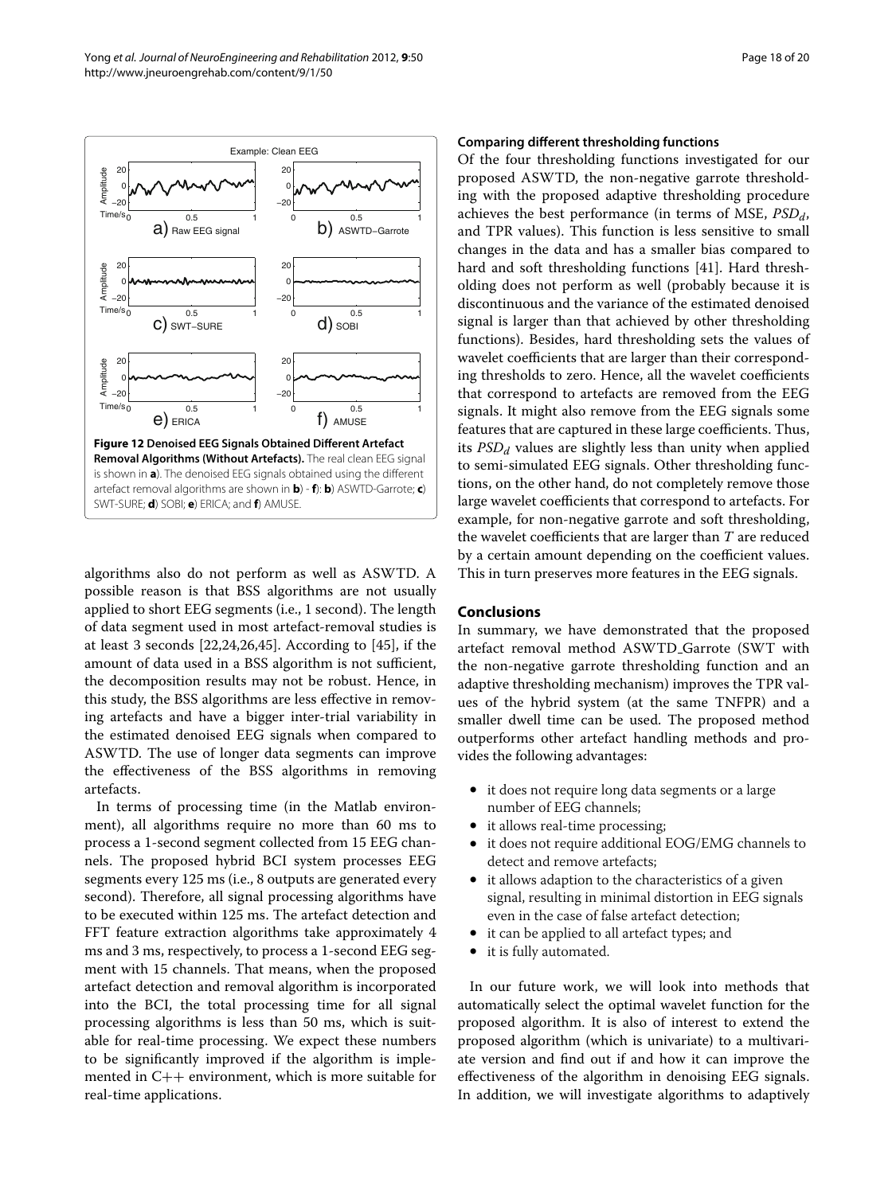**Figure 12 Denoised EEG Signals Obtained Different Artefact Removal Algorithms (Without Artefacts).** The real clean EEG signal is shown in **a**). The denoised EEG signals obtained using the different artefact removal algorithms are shown in **b**) - **f**): **b**) ASWTD-Garrote; **c**) SWT-SURE; **d**) SOBI; **e**) ERICA; and **f**) AMUSE.

algorithms also do not perform as well as ASWTD. A possible reason is that BSS algorithms are not usually applied to short EEG segments (i.e., 1 second). The length of data segment used in most artefact-removal studies is at least 3 seconds [22,24,26,45]. According to [45], if the amount of data used in a BSS algorithm is not sufficient, the decomposition results may not be robust. Hence, in this study, the BSS algorithms are less effective in removing artefacts and have a bigger inter-trial variability in the estimated denoised EEG signals when compared to ASWTD. The use of longer data segments can improve the effectiveness of the BSS algorithms in removing artefacts.

In terms of processing time (in the Matlab environment), all algorithms require no more than 60 ms to process a 1-second segment collected from 15 EEG channels. The proposed hybrid BCI system processes EEG segments every 125 ms (i.e., 8 outputs are generated every second). Therefore, all signal processing algorithms have to be executed within 125 ms. The artefact detection and FFT feature extraction algorithms take approximately 4 ms and 3 ms, respectively, to process a 1-second EEG segment with 15 channels. That means, when the proposed artefact detection and removal algorithm is incorporated into the BCI, the total processing time for all signal processing algorithms is less than 50 ms, which is suitable for real-time processing. We expect these numbers to be significantly improved if the algorithm is implemented in C++ environment, which is more suitable for real-time applications.

### Comparing different thresholding functions

Of the four thresholding functions investigated for our proposed ASWTD, the non-negative garrote thresholding with the proposed adaptive thresholding procedure achieves the best performance (in terms of MSE, $PSD_d$, and TPR values). This function is less sensitive to small changes in the data and has a smaller bias compared to hard and soft thresholding functions [41]. Hard thresholding does not perform as well (probably because it is discontinuous and the variance of the estimated denoised signal is larger than that achieved by other thresholding functions). Besides, hard thresholding sets the values of wavelet coefficients that are larger than their corresponding thresholds to zero. Hence, all the wavelet coefficients that correspond to artefacts are removed from the EEG signals. It might also remove from the EEG signals some features that are captured in these large coefficients. Thus, its $PSD_d$ values are slightly less than unity when applied to semi-simulated EEG signals. Other thresholding functions, on the other hand, do not completely remove those large wavelet coefficients that correspond to artefacts. For example, for non-negative garrote and soft thresholding, the wavelet coefficients that are larger than $T$ are reduced by a certain amount depending on the coefficient values. This in turn preserves more features in the EEG signals.

## Conclusions

In summary, we have demonstrated that the proposed artefact removal method ASWTD_Garrote (SWT with the non-negative garrote thresholding function and an adaptive thresholding mechanism) improves the TPR values of the hybrid system (at the same TNFPR) and a smaller dwell time can be used. The proposed method outperforms other artefact handling methods and provides the following advantages:

- it does not require long data segments or a large number of EEG channels;
- it allows real-time processing;
- it does not require additional EOG/EMG channels to detect and remove artefacts;
- it allows adaption to the characteristics of a given signal, resulting in minimal distortion in EEG signals even in the case of false artefact detection;
- it can be applied to all artefact types; and
- it is fully automated.

In our future work, we will look into methods that automatically select the optimal wavelet function for the proposed algorithm. It is also of interest to extend the proposed algorithm (which is univariate) to a multivariate version and find out if and how it can improve the effectiveness of the algorithm in denoising EEG signals. In addition, we will investigate algorithms to adaptively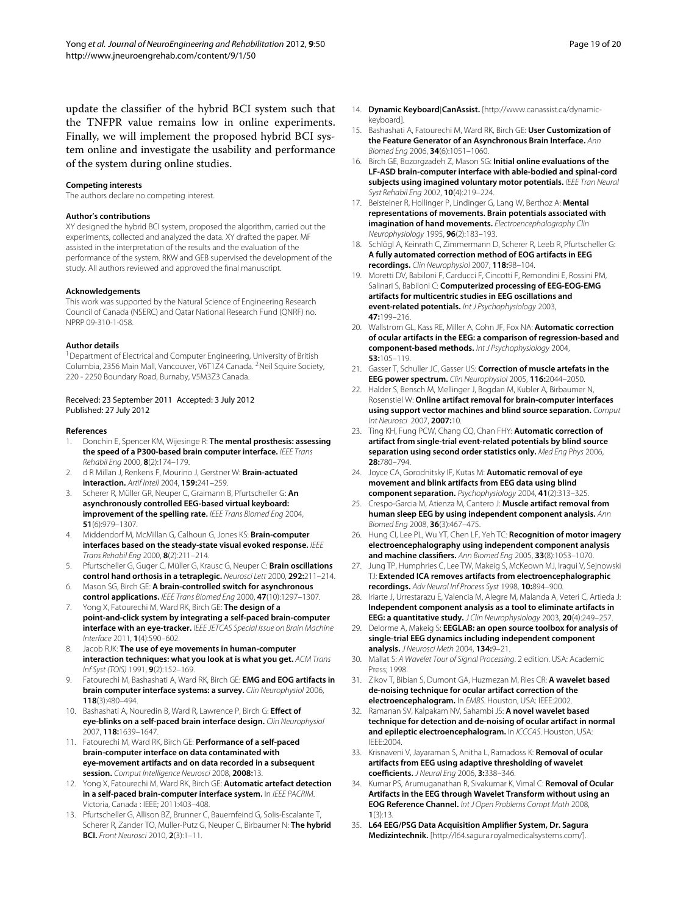update the classifier of the hybrid BCI system such that the TNFPR value remains low in online experiments. Finally, we will implement the proposed hybrid BCI system online and investigate the usability and performance of the system during online studies.

#### Competing interests
The authors declare no competing interest.

#### Author's contributions
XY designed the hybrid BCI system, proposed the algorithm, carried out the experiments, collected and analyzed the data. XY drafted the paper. MF assisted in the interpretation of the results and the evaluation of the performance of the system. RKW and GEB supervised the development of the study. All authors reviewed and approved the final manuscript.

#### Acknowledgements
This work was supported by the Natural Science of Engineering Research Council of Canada (NSERC) and Qatar National Research Fund (QNRF) no. NPRP 09-310-1-058.

#### Author details
[1]Department of Electrical and Computer Engineering, University of British Columbia, 2356 Main Mall, Vancouver, V6T1Z4 Canada. [2]Neil Squire Society, 220 - 2250 Boundary Road, Burnaby, V5M3Z3 Canada.

Received: 23 September 2011 Accepted: 3 July 2012
Published: 27 July 2012

#### References

1. Donchin E, Spencer KM, Wijesinge R: **The mental prosthesis: assessing the speed of a P300-based brain computer interface.** *IEEE Trans Rehabil Eng* 2000, **8**(2):174–179.
2. d R Millan J, Renkens F, Mourino J, Gerstner W: **Brain-actuated interaction.** *Artif Intell* 2004, **159:**241–259.
3. Scherer R, Müller GR, Neuper C, Graimann B, Pfurtscheller G: **An asynchronously controlled EEG-based virtual keyboard: improvement of the spelling rate.** *IEEE Trans Biomed Eng* 2004, **51**(6):979–1307.
4. Middendorf M, McMillan G, Calhoun G, Jones KS: **Brain-computer interfaces based on the steady-state visual evoked response.** *IEEE Trans Rehabil Eng* 2000, **8**(2):211–214.
5. Pfurtscheller G, Guger C, Müller G, Krausc G, Neuper C: **Brain oscillations control hand orthosis in a tetraplegic.** *Neurosci Lett* 2000, **292:**211–214.
6. Mason SG, Birch GE: **A brain-controlled switch for asynchronous control applications.** *IEEE Trans Biomed Eng* 2000, **47**(10):1297–1307.
7. Yong X, Fatourechi M, Ward RK, Birch GE: **The design of a point-and-click system by integrating a self-paced brain-computer interface with an eye-tracker.** *IEEE JETCAS Special Issue on Brain Machine Interface* 2011, **1**(4):590–602.
8. Jacob RJK: **The use of eye movements in human-computer interaction techniques: what you look at is what you get.** *ACM Trans Inf Syst (TOIS)* 1991, **9**(2):152–169.
9. Fatourechi M, Bashashati A, Ward RK, Birch GE: **EMG and EOG artifacts in brain computer interface systems: a survey.** *Clin Neurophysiol* 2006, **118**(3):480–494.
10. Bashashati A, Nouredin B, Ward R, Lawrence P, Birch G: **Effect of eye-blinks on a self-paced brain interface design.** *Clin Neurophysiol* 2007, **118:**1639–1647.
11. Fatourechi M, Ward RK, Birch GE: **Performance of a self-paced brain-computer interface on data contaminated with eye-movement artifacts and on data recorded in a subsequent session.** *Comput Intelligence Neurosci* 2008, **2008:**13.
12. Yong X, Fatourechi M, Ward RK, Birch GE: **Automatic artefact detection in a self-paced brain-computer interface system.** In *IEEE PACRIM*. Victoria, Canada : IEEE; 2011:403–408.
13. Pfurtscheller G, Allison BZ, Brunner C, Bauernfeind G, Solis-Escalante T, Scherer R, Zander TO, Muller-Putz G, Neuper C, Birbaumer N: **The hybrid BCI.** *Front Neurosci* 2010, **2**(3):1–11.
14. **Dynamic Keyboard|CanAssist.** [http://www.canassist.ca/dynamic-keyboard].
15. Bashashati A, Fatourechi M, Ward RK, Birch GE: **User Customization of the Feature Generator of an Asynchronous Brain Interface.** *Ann Biomed Eng* 2006, **34**(6):1051–1060.
16. Birch GE, Bozorgzadeh Z, Mason SG: **Initial online evaluations of the LF-ASD brain-computer interface with able-bodied and spinal-cord subjects using imagined voluntary motor potentials.** *IEEE Tran Neural Syst Rehabil Eng* 2002, **10**(4):219–224.
17. Beisteiner R, Hollinger P, Lindinger G, Lang W, Berthoz A: **Mental representations of movements. Brain potentials associated with imagination of hand movements.** *Electroencephalography Clin Neurophysiology* 1995, **96**(2):183–193.
18. Schlögl A, Keinrath C, Zimmermann D, Scherer R, Leeb R, Pfurtscheller G: **A fully automated correction method of EOG artifacts in EEG recordings.** *Clin Neurophysiol* 2007, **118:**98–104.
19. Moretti DV, Babiloni F, Carducci F, Cincotti F, Remondini E, Rossini PM, Salinari S, Babiloni C: **Computerized processing of EEG-EOG-EMG artifacts for multicentric studies in EEG oscillations and event-related potentials.** *Int J Psychophysiology* 2003, **47:**199–216.
20. Wallstrom GL, Kass RE, Miller A, Cohn JF, Fox NA: **Automatic correction of ocular artifacts in the EEG: a comparison of regression-based and component-based methods.** *Int J Psychophysiology* 2004, **53:**105–119.
21. Gasser T, Schuller JC, Gasser US: **Correction of muscle artefats in the EEG power spectrum.** *Clin Neurophysiol* 2005, **116:**2044–2050.
22. Halder S, Bensch M, Mellinger J, Bogdan M, Kubler A, Birbaumer N, Rosenstiel W: **Online artifact removal for brain-computer interfaces using support vector machines and blind source separation.** *Comput Int Neurosci* 2007, **2007:**10.
23. Ting KH, Fung PCW, Chang CQ, Chan FHY: **Automatic correction of artifact from single-trial event-related potentials by blind source separation using second order statistics only.** *Med Eng Phys* 2006, **28:**780–794.
24. Joyce CA, Gorodnitsky IF, Kutas M: **Automatic removal of eye movement and blink artifacts from EEG data using blind component separation.** *Psychophysiology* 2004, **41**(2):313–325.
25. Crespo-Garcia M, Atienza M, Cantero J: **Muscle artifact removal from human sleep EEG by using independent component analysis.** *Ann Biomed Eng* 2008, **36**(3):467–475.
26. Hung CI, Lee PL, Wu YT, Chen LF, Yeh TC: **Recognition of motor imagery electroencephalography using independent component analysis and machine classifiers.** *Ann Biomed Eng* 2005, **33**(8):1053–1070.
27. Jung TP, Humphries C, Lee TW, Makeig S, McKeown MJ, Iragui V, Sejnowski TJ: **Extended ICA removes artifacts from electroencephalographic recordings.** *Adv Neural Inf Process Syst* 1998, **10:**894–900.
28. Iriarte J, Urrestarazu E, Valencia M, Alegre M, Malanda A, Veteri C, Artieda J: **Independent component analysis as a tool to eliminate artifacts in EEG: a quantitative study.** *J Clin Neurophysiology* 2003, **20**(4):249–257.
29. Delorme A, Makeig S: **EEGLAB: an open source toolbox for analysis of single-trial EEG dynamics including independent component analysis.** *J Neurosci Meth* 2004, **134:**9–21.
30. Mallat S: *A Wavelet Tour of Signal Processing.* 2 edition. USA: Academic Press; 1998.
31. Zikov T, Bibian S, Dumont GA, Huzmezan M, Ries CR: **A wavelet based de-noising technique for ocular artifact correction of the electroencephalogram.** In *EMBS*. Houston, USA: IEEE:2002.
32. Ramanan SV, Kalpakam NV, Sahambi JS: **A novel wavelet based technique for detection and de-noising of ocular artifact in normal and epileptic electroencephalogram.** In *ICCCAS*. Houston, USA: IEEE:2004.
33. Krisnaveni V, Jayaraman S, Anitha L, Ramadoss K: **Removal of ocular artifacts from EEG using adaptive thresholding of wavelet coefficients.** *J Neural Eng* 2006, **3:**338–346.
34. Kumar PS, Arumuganathan R, Sivakumar K, Vimal C: **Removal of Ocular Artifacts in the EEG through Wavelet Transform without using an EOG Reference Channel.** *Int J Open Problems Compt Math* 2008, **1**(3):13.
35. **L64 EEG/PSG Data Acquisition Amplifier System, Dr. Sagura Medizintechnik.** [http://l64.sagura.royalmedicalsystems.com/].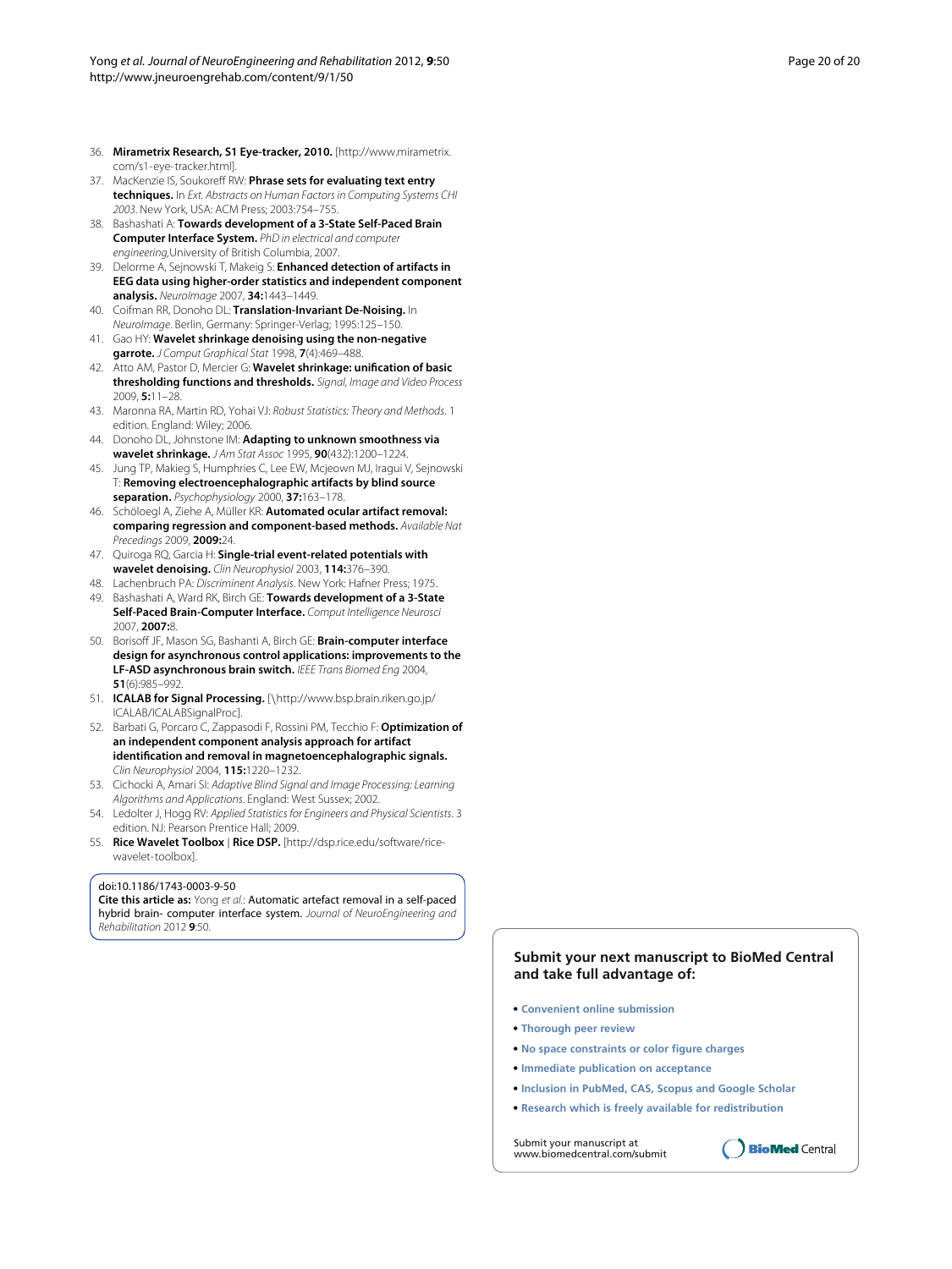36. **Mirametrix Research, S1 Eye-tracker, 2010.** [http://www.mirametrix.com/s1-eye-tracker.html].
37. MacKenzie IS, Soukoreff RW: **Phrase sets for evaluating text entry techniques.** In *Ext. Abstracts on Human Factors in Computing Systems CHI 2003*. New York, USA: ACM Press; 2003:754–755.
38. Bashashati A: **Towards development of a 3-State Self-Paced Brain Computer Interface System.** *PhD in electrical and computer engineering,*University of British Columbia, 2007.
39. Delorme A, Sejnowski T, Makeig S: **Enhanced detection of artifacts in EEG data using higher-order statistics and independent component analysis.** *NeuroImage* 2007, **34:**1443–1449.
40. Coifman RR, Donoho DL: **Translation-Invariant De-Noising.** In *NeuroImage*. Berlin, Germany: Springer-Verlag; 1995:125–150.
41. Gao HY: **Wavelet shrinkage denoising using the non-negative garrote.** *J Comput Graphical Stat* 1998, **7**(4):469–488.
42. Atto AM, Pastor D, Mercier G: **Wavelet shrinkage: unification of basic thresholding functions and thresholds.** *Signal, Image and Video Process* 2009, **5:**11–28.
43. Maronna RA, Martin RD, Yohai VJ: *Robust Statistics: Theory and Methods*. 1 edition. England: Wiley; 2006.
44. Donoho DL, Johnstone IM: **Adapting to unknown smoothness via wavelet shrinkage.** *J Am Stat Assoc* 1995, **90**(432):1200–1224.
45. Jung TP, Makieg S, Humphries C, Lee EW, Mcjeown MJ, Iragui V, Sejnowski T: **Removing electroencephalographic artifacts by blind source separation.** *Psychophysiology* 2000, **37:**163–178.
46. Schöloegl A, Ziehe A, Müller KR: **Automated ocular artifact removal: comparing regression and component-based methods.** *Available Nat Precedings* 2009, **2009:**24.
47. Quiroga RQ, Garcia H: **Single-trial event-related potentials with wavelet denoising.** *Clin Neurophysiol* 2003, **114:**376–390.
48. Lachenbruch PA: *Discriminent Analysis*. New York: Hafner Press; 1975.
49. Bashashati A, Ward RK, Birch GE: **Towards development of a 3-State Self-Paced Brain-Computer Interface.** *Comput Intelligence Neurosci* 2007, **2007:**8.
50. Borisoff JF, Mason SG, Bashanti A, Birch GE: **Brain-computer interface design for asynchronous control applications: improvements to the LF-ASD asynchronous brain switch.** *IEEE Trans Biomed Eng* 2004, **51**(6):985–992.
51. **ICALAB for Signal Processing.** [\http://www.bsp.brain.riken.go.jp/ICALAB/ICALABSignalProc].
52. Barbati G, Porcaro C, Zappasodi F, Rossini PM, Tecchio F: **Optimization of an independent component analysis approach for artifact identification and removal in magnetoencephalographic signals.** *Clin Neurophysiol* 2004, **115:**1220–1232.
53. Cichocki A, Amari SI: *Adaptive Blind Signal and Image Processing: Learning Algorithms and Applications*. England: West Sussex; 2002.
54. Ledolter J, Hogg RV: *Applied Statistics for Engineers and Physical Scientists*. 3 edition. NJ: Pearson Prentice Hall; 2009.
55. **Rice Wavelet Toolbox** | **Rice DSP.** [http://dsp.rice.edu/software/rice-wavelet-toolbox].

doi:10.1186/1743-0003-9-50

**Cite this article as:** Yong *et al.*: Automatic artefact removal in a self-paced hybrid brain- computer interface system. *Journal of NeuroEngineering and Rehabilitation* 2012 **9**:50.

**Submit your next manuscript to BioMed Central and take full advantage of:**

- **Convenient online submission**
- **Thorough peer review**
- **No space constraints or color figure charges**
- **Immediate publication on acceptance**
- **Inclusion in PubMed, CAS, Scopus and Google Scholar**
- **Research which is freely available for redistribution**

Submit your manuscript at
www.biomedcentral.com/submit

BioMed Central